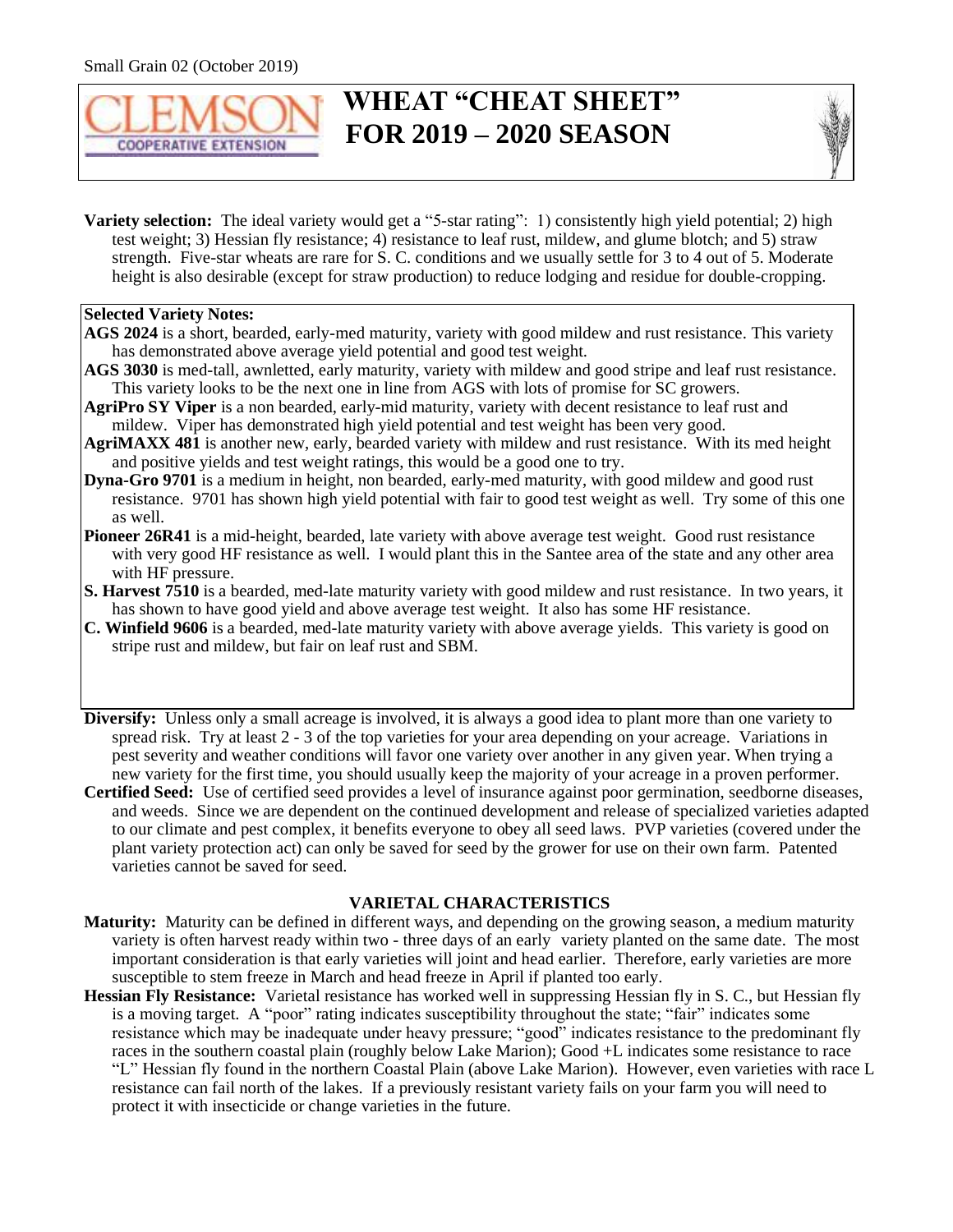Small Grain 02 (October 2019)

# WHEAT "CHEAT SHEET" FOR 2019 – 2020 SEASON

CLEMSON COOPERATIVE EXTENSION

**Variety selection:** The ideal variety would get a "5-star rating": 1) consistently high yield potential; 2) high test weight; 3) Hessian fly resistance; 4) resistance to leaf rust, mildew, and glume blotch; and 5) straw strength. Five-star wheats are rare for S. C. conditions and we usually settle for 3 to 4 out of 5. Moderate height is also desirable (except for straw production) to reduce lodging and residue for double-cropping.

**Selected Variety Notes:**

**AGS 2024** is a short, bearded, early-med maturity, variety with good mildew and rust resistance. This variety has demonstrated above average yield potential and good test weight.

**AGS 3030** is med-tall, awnletted, early maturity, variety with mildew and good stripe and leaf rust resistance. This variety looks to be the next one in line from AGS with lots of promise for SC growers.

**AgriPro SY Viper** is a non bearded, early-mid maturity, variety with decent resistance to leaf rust and mildew. Viper has demonstrated high yield potential and test weight has been very good.

**AgriMAXX 481** is another new, early, bearded variety with mildew and rust resistance. With its med height and positive yields and test weight ratings, this would be a good one to try.

**Dyna-Gro 9701** is a medium in height, non bearded, early-med maturity, with good mildew and good rust resistance. 9701 has shown high yield potential with fair to good test weight as well. Try some of this one as well.

**Pioneer 26R41** is a mid-height, bearded, late variety with above average test weight. Good rust resistance with very good HF resistance as well. I would plant this in the Santee area of the state and any other area with HF pressure.

**S. Harvest 7510** is a bearded, med-late maturity variety with good mildew and rust resistance. In two years, it has shown to have good yield and above average test weight. It also has some HF resistance.

**C. Winfield 9606** is a bearded, med-late maturity variety with above average yields. This variety is good on stripe rust and mildew, but fair on leaf rust and SBM.

**Diversify:** Unless only a small acreage is involved, it is always a good idea to plant more than one variety to spread risk. Try at least 2 - 3 of the top varieties for your area depending on your acreage. Variations in pest severity and weather conditions will favor one variety over another in any given year. When trying a new variety for the first time, you should usually keep the majority of your acreage in a proven performer.

**Certified Seed:** Use of certified seed provides a level of insurance against poor germination, seedborne diseases, and weeds. Since we are dependent on the continued development and release of specialized varieties adapted to our climate and pest complex, it benefits everyone to obey all seed laws. PVP varieties (covered under the plant variety protection act) can only be saved for seed by the grower for use on their own farm. Patented varieties cannot be saved for seed.

## VARIETAL CHARACTERISTICS

**Maturity:** Maturity can be defined in different ways, and depending on the growing season, a medium maturity variety is often harvest ready within two - three days of an early variety planted on the same date. The most important consideration is that early varieties will joint and head earlier. Therefore, early varieties are more susceptible to stem freeze in March and head freeze in April if planted too early.

**Hessian Fly Resistance:** Varietal resistance has worked well in suppressing Hessian fly in S. C., but Hessian fly is a moving target. A "poor" rating indicates susceptibility throughout the state; "fair" indicates some resistance which may be inadequate under heavy pressure; "good" indicates resistance to the predominant fly races in the southern coastal plain (roughly below Lake Marion); Good +L indicates some resistance to race "L" Hessian fly found in the northern Coastal Plain (above Lake Marion). However, even varieties with race L resistance can fail north of the lakes. If a previously resistant variety fails on your farm you will need to protect it with insecticide or change varieties in the future.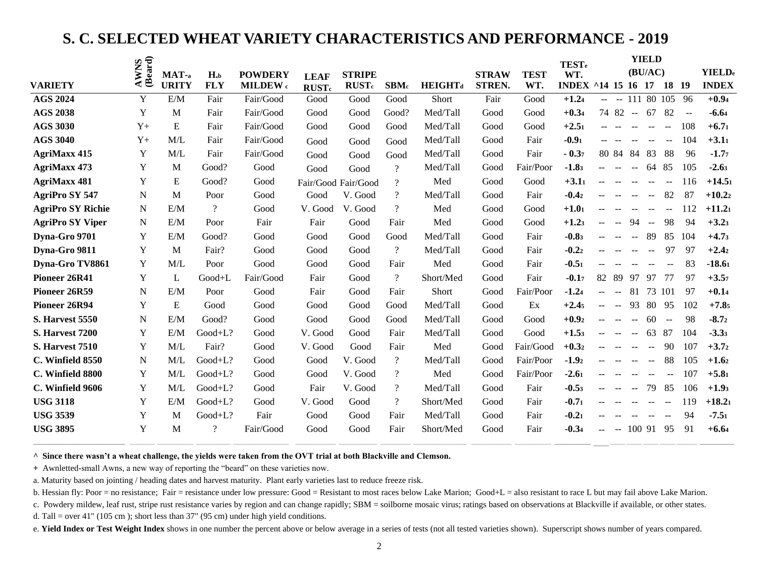# S. C. SELECTED WHEAT VARIETY CHARACTERISTICS AND PERFORMANCE - 2019

| VARIETY | AWNS (Beard) | MATURITY [a] | H. FLY [b] | POWDERY MILDEW [c] | LEAF RUST [c] | STRIPE RUST [c] | SBM [c] | HEIGHT [d] | STRAW STREN. | TEST WT. | TEST WT. INDEX [e] | YIELD (BU/AC) ^14 | 15 | 16 | 17 | 18 | 19 | YIELD INDEX [e] |
|---|---|---|---|---|---|---|---|---|---|---|---|---|---|---|---|---|---|---|
| **AGS 2024** | Y | E/M | Fair | Fair/Good | Good | Good | Good | Short | Fair | Good | **+1.2**[4] | -- | -- | 111 | 80 | 105 | 96 | **+0.9**[4] |
| **AGS 2038** | Y | M | Fair | Fair/Good | Good | Good | Good? | Med/Tall | Good | Good | **+0.3**[4] | 74 | 82 | -- | 67 | 82 | -- | **-6.6**[4] |
| **AGS 3030** | Y+ | E | Fair | Fair/Good | Good | Good | Good | Med/Tall | Good | Good | **+2.5**[1] | -- | -- | -- | -- | -- | 108 | **+6.7**[1] |
| **AGS 3040** | Y+ | M/L | Fair | Fair/Good | Good | Good | Good | Med/Tall | Good | Fair | **-0.9**[1] | -- | -- | -- | -- | -- | 104 | **+3.1**[1] |
| **AgriMaxx 415** | Y | M/L | Fair | Fair/Good | Good | Good | Good | Med/Tall | Good | Fair | **- 0.3**[7] | 80 | 84 | 84 | 83 | 88 | 96 | **-1.7**[7] |
| **AgriMaxx 473** | Y | M | Good? | Good | Good | Good | ? | Med/Tall | Good | Fair/Poor | **-1.8**[3] | -- | -- | -- | 64 | 85 | 105 | **-2.6**[3] |
| **AgriMaxx 481** | Y | E | Good? | Good | Fair/Good | Fair/Good | ? | Med | Good | Good | **+3.1**[1] | -- | -- | -- | -- | -- | 116 | **+14.5**[1] |
| **AgriPro SY 547** | N | M | Poor | Good | Good | V. Good | ? | Med/Tall | Good | Fair | **-0.4**[2] | -- | -- | -- | -- | 82 | 87 | **+10.2**[2] |
| **AgriPro SY Richie** | N | E/M | ? | Good | V. Good | V. Good | ? | Med | Good | Good | **+1.0**[1] | -- | -- | -- | -- | -- | 112 | **+11.2**[1] |
| **AgriPro SY Viper** | N | E/M | Poor | Fair | Fair | Good | Fair | Med | Good | Good | **+1.2**[3] | -- | -- | 94 | -- | 98 | 94 | **+3.2**[3] |
| **Dyna-Gro 9701** | Y | E/M | Good? | Good | Good | Good | Good | Med/Tall | Good | Fair | **-0.8**[3] | -- | -- | -- | 89 | 85 | 104 | **+4.7**[3] |
| **Dyna-Gro 9811** | Y | M | Fair? | Good | Good | Good | ? | Med/Tall | Good | Fair | **-0.2**[2] | -- | -- | -- | -- | 97 | 97 | **+2.4**[2] |
| **Dyna-Gro TV8861** | Y | M/L | Poor | Good | Good | Good | Fair | Med | Good | Fair | **-0.5**[1] | -- | -- | -- | -- | -- | 83 | **-18.6**[1] |
| **Pioneer 26R41** | Y | L | Good+L | Fair/Good | Fair | Good | ? | Short/Med | Good | Fair | **-0.1**[7] | 82 | 89 | 97 | 97 | 77 | 97 | **+3.5**[7] |
| **Pioneer 26R59** | N | E/M | Poor | Good | Fair | Good | Fair | Short | Good | Fair/Poor | **-1.2**[4] | -- | -- | 81 | 73 | 101 | 97 | **+0.1**[4] |
| **Pioneer 26R94** | Y | E | Good | Good | Good | Good | Good | Med/Tall | Good | Ex | **+2.4**[5] | -- | -- | 93 | 80 | 95 | 102 | **+7.8**[5] |
| **S. Harvest 5550** | N | E/M | Good? | Good | Good | Good | Good | Med/Tall | Good | Good | **+0.9**[2] | -- | -- | -- | 60 | -- | 98 | **-8.7**[2] |
| **S. Harvest 7200** | Y | E/M | Good+L? | Good | V. Good | Good | Fair | Med/Tall | Good | Good | **+1.5**[3] | -- | -- | -- | 63 | 87 | 104 | **-3.3**[3] |
| **S. Harvest 7510** | Y | M/L | Fair? | Good | V. Good | Good | Fair | Med | Good | Fair/Good | **+0.3**[2] | -- | -- | -- | -- | 90 | 107 | **+3.7**[2] |
| **C. Winfield 8550** | N | M/L | Good+L? | Good | Good | V. Good | ? | Med/Tall | Good | Fair/Poor | **-1.9**[2] | -- | -- | -- | -- | 88 | 105 | **+1.6**[2] |
| **C. Winfield 8800** | Y | M/L | Good+L? | Good | Good | V. Good | ? | Med | Good | Fair/Poor | **-2.6**[1] | -- | -- | -- | -- | -- | 107 | **+5.8**[1] |
| **C. Winfield 9606** | Y | M/L | Good+L? | Good | Fair | V. Good | ? | Med/Tall | Good | Fair | **-0.5**[3] | -- | -- | -- | 79 | 85 | 106 | **+1.9**[3] |
| **USG 3118** | Y | E/M | Good+L? | Good | V. Good | Good | ? | Short/Med | Good | Fair | **-0.7**[1] | -- | -- | -- | -- | -- | 119 | **+18.2**[1] |
| **USG 3539** | Y | M | Good+L? | Fair | Good | Good | Fair | Med/Tall | Good | Fair | **-0.2**[1] | -- | -- | -- | -- | -- | 94 | **-7.5**[1] |
| **USG 3895** | Y | M | ? | Fair/Good | Good | Good | Fair | Short/Med | Good | Fair | **-0.3**[4] | -- | -- | 100 | 91 | 95 | 91 | **+6.6**[4] |

**^ Since there wasn't a wheat challenge, the yields were taken from the OVT trial at both Blackville and Clemson.**

\+ Awnletted-small Awns, a new way of reporting the "beard" on these varieties now.

a. Maturity based on jointing / heading dates and harvest maturity. Plant early varieties last to reduce freeze risk.

b. Hessian fly: Poor = no resistance; Fair = resistance under low pressure: Good = Resistant to most races below Lake Marion; Good+L = also resistant to race L but may fail above Lake Marion.

c. Powdery mildew, leaf rust, stripe rust resistance varies by region and can change rapidly; SBM = soilborne mosaic virus; ratings based on observations at Blackville if available, or other states.

d. Tall = over 41" (105 cm ); short less than 37" (95 cm) under high yield conditions.

e. **Yield Index or Test Weight Index** shows in one number the percent above or below average in a series of tests (not all tested varieties shown). Superscript shows number of years compared.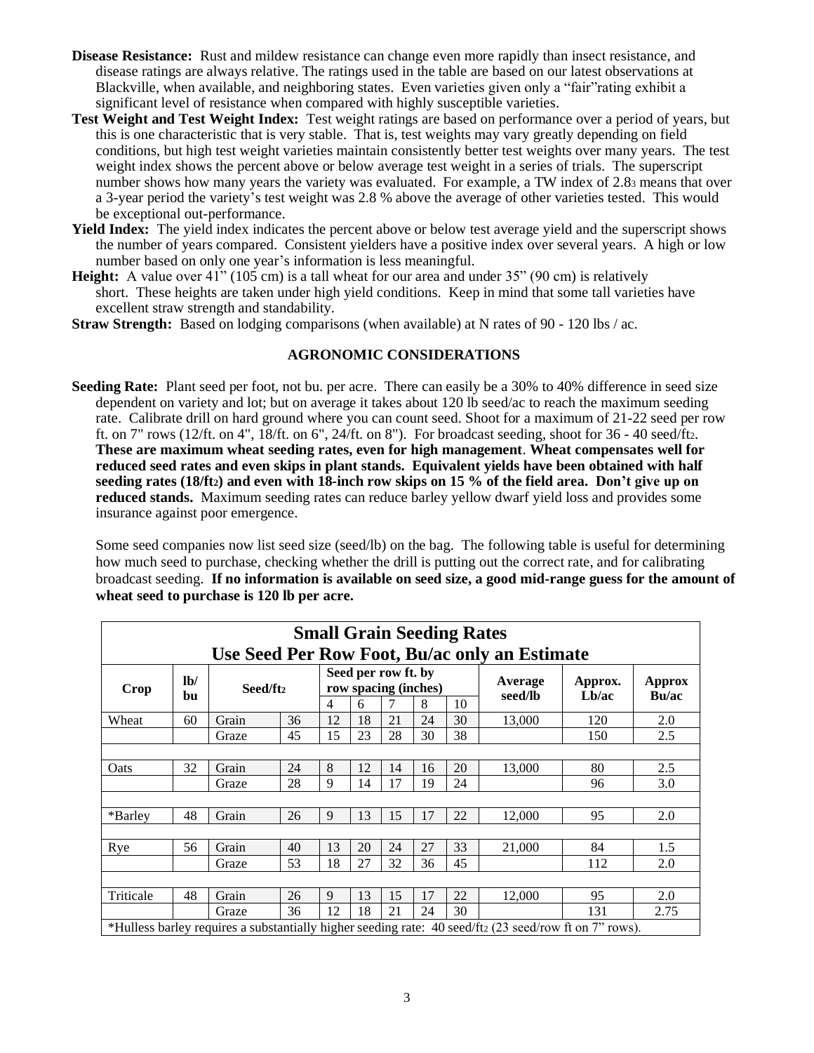**Disease Resistance:** Rust and mildew resistance can change even more rapidly than insect resistance, and disease ratings are always relative. The ratings used in the table are based on our latest observations at Blackville, when available, and neighboring states. Even varieties given only a "fair" rating exhibit a significant level of resistance when compared with highly susceptible varieties.

**Test Weight and Test Weight Index:** Test weight ratings are based on performance over a period of years, but this is one characteristic that is very stable. That is, test weights may vary greatly depending on field conditions, but high test weight varieties maintain consistently better test weights over many years. The test weight index shows the percent above or below average test weight in a series of trials. The superscript number shows how many years the variety was evaluated. For example, a TW index of $2.8^3$ means that over a 3-year period the variety's test weight was 2.8 % above the average of other varieties tested. This would be exceptional out-performance.

**Yield Index:** The yield index indicates the percent above or below test average yield and the superscript shows the number of years compared. Consistent yielders have a positive index over several years. A high or low number based on only one year's information is less meaningful.

**Height:** A value over 41" (105 cm) is a tall wheat for our area and under 35" (90 cm) is relatively short. These heights are taken under high yield conditions. Keep in mind that some tall varieties have excellent straw strength and standability.

**Straw Strength:** Based on lodging comparisons (when available) at N rates of 90 - 120 lbs / ac.

## AGRONOMIC CONSIDERATIONS

**Seeding Rate:** Plant seed per foot, not bu. per acre. There can easily be a 30% to 40% difference in seed size dependent on variety and lot; but on average it takes about 120 lb seed/ac to reach the maximum seeding rate. Calibrate drill on hard ground where you can count seed. Shoot for a maximum of 21-22 seed per row ft. on 7" rows (12/ft. on 4", 18/ft. on 6", 24/ft. on 8"). For broadcast seeding, shoot for 36 - 40 seed/$ft^2$. **These are maximum wheat seeding rates, even for high management**. **Wheat compensates well for reduced seed rates and even skips in plant stands. Equivalent yields have been obtained with half seeding rates (18/$ft^2$) and even with 18-inch row skips on 15 % of the field area. Don't give up on reduced stands.** Maximum seeding rates can reduce barley yellow dwarf yield loss and provides some insurance against poor emergence.

Some seed companies now list seed size (seed/lb) on the bag. The following table is useful for determining how much seed to purchase, checking whether the drill is putting out the correct rate, and for calibrating broadcast seeding. **If no information is available on seed size, a good mid-range guess for the amount of wheat seed to purchase is 120 lb per acre.**

**Small Grain Seeding Rates**
**Use Seed Per Row Foot, Bu/ac only an Estimate**

| Crop | lb/ bu | Seed/$ft^2$ | | Seed per row ft. by row spacing (inches) | | | | | Average seed/lb | Approx. Lb/ac | Approx Bu/ac |
|---|---|---|---|---|---|---|---|---|---|---|---|
| | | | | 4 | 6 | 7 | 8 | 10 | | | |
| Wheat | 60 | Grain | 36 | 12 | 18 | 21 | 24 | 30 | 13,000 | 120 | 2.0 |
| | | Graze | 45 | 15 | 23 | 28 | 30 | 38 | | 150 | 2.5 |
| Oats | 32 | Grain | 24 | 8 | 12 | 14 | 16 | 20 | 13,000 | 80 | 2.5 |
| | | Graze | 28 | 9 | 14 | 17 | 19 | 24 | | 96 | 3.0 |
| *Barley | 48 | Grain | 26 | 9 | 13 | 15 | 17 | 22 | 12,000 | 95 | 2.0 |
| Rye | 56 | Grain | 40 | 13 | 20 | 24 | 27 | 33 | 21,000 | 84 | 1.5 |
| | | Graze | 53 | 18 | 27 | 32 | 36 | 45 | | 112 | 2.0 |
| Triticale | 48 | Grain | 26 | 9 | 13 | 15 | 17 | 22 | 12,000 | 95 | 2.0 |
| | | Graze | 36 | 12 | 18 | 21 | 24 | 30 | | 131 | 2.75 |

*Hulless barley requires a substantially higher seeding rate: 40 seed/$ft^2$ (23 seed/row ft on 7" rows).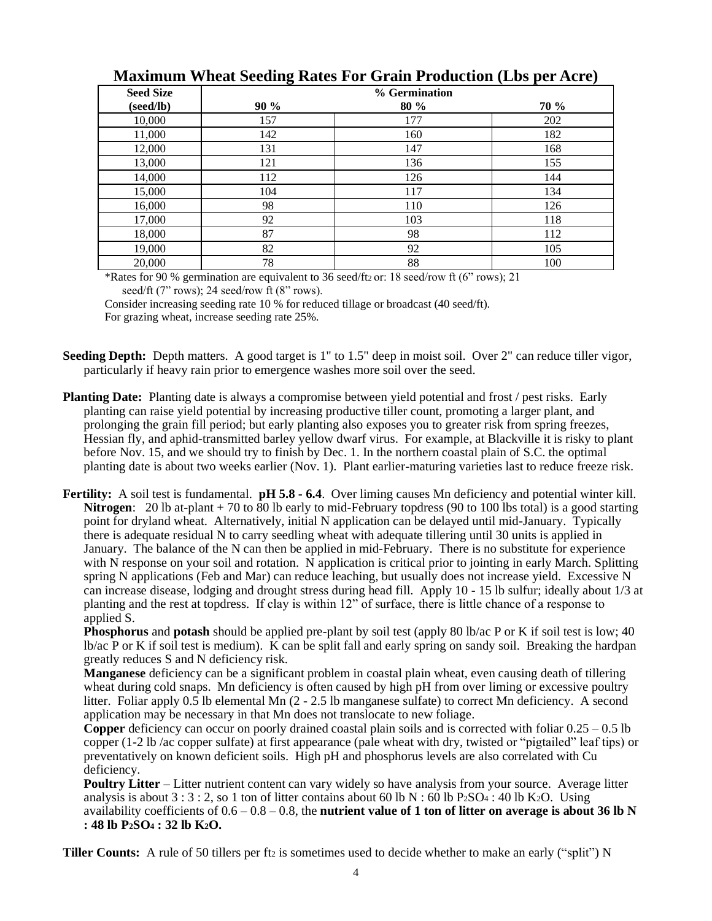## Maximum Wheat Seeding Rates For Grain Production (Lbs per Acre)

| Seed Size (seed/lb) | % Germination 90 % | 80 % | 70 % |
|---|---|---|---|
| 10,000 | 157 | 177 | 202 |
| 11,000 | 142 | 160 | 182 |
| 12,000 | 131 | 147 | 168 |
| 13,000 | 121 | 136 | 155 |
| 14,000 | 112 | 126 | 144 |
| 15,000 | 104 | 117 | 134 |
| 16,000 | 98 | 110 | 126 |
| 17,000 | 92 | 103 | 118 |
| 18,000 | 87 | 98 | 112 |
| 19,000 | 82 | 92 | 105 |
| 20,000 | 78 | 88 | 100 |

*Rates for 90 % germination are equivalent to 36 seed/$ft^2$ or: 18 seed/row ft (6" rows); 21 seed/ft (7" rows); 24 seed/row ft (8" rows).

Consider increasing seeding rate 10 % for reduced tillage or broadcast (40 seed/ft).

For grazing wheat, increase seeding rate 25%.

**Seeding Depth:** Depth matters. A good target is 1" to 1.5" deep in moist soil. Over 2" can reduce tiller vigor, particularly if heavy rain prior to emergence washes more soil over the seed.

**Planting Date:** Planting date is always a compromise between yield potential and frost / pest risks. Early planting can raise yield potential by increasing productive tiller count, promoting a larger plant, and prolonging the grain fill period; but early planting also exposes you to greater risk from spring freezes, Hessian fly, and aphid-transmitted barley yellow dwarf virus. For example, at Blackville it is risky to plant before Nov. 15, and we should try to finish by Dec. 1. In the northern coastal plain of S.C. the optimal planting date is about two weeks earlier (Nov. 1). Plant earlier-maturing varieties last to reduce freeze risk.

**Fertility:** A soil test is fundamental. **pH 5.8 - 6.4**. Over liming causes Mn deficiency and potential winter kill.
**Nitrogen**: 20 lb at-plant + 70 to 80 lb early to mid-February topdress (90 to 100 lbs total) is a good starting point for dryland wheat. Alternatively, initial N application can be delayed until mid-January. Typically there is adequate residual N to carry seedling wheat with adequate tillering until 30 units is applied in January. The balance of the N can then be applied in mid-February. There is no substitute for experience with N response on your soil and rotation. N application is critical prior to jointing in early March. Splitting spring N applications (Feb and Mar) can reduce leaching, but usually does not increase yield. Excessive N can increase disease, lodging and drought stress during head fill. Apply 10 - 15 lb sulfur; ideally about 1/3 at planting and the rest at topdress. If clay is within 12" of surface, there is little chance of a response to applied S.

**Phosphorus** and **potash** should be applied pre-plant by soil test (apply 80 lb/ac P or K if soil test is low; 40 lb/ac P or K if soil test is medium). K can be split fall and early spring on sandy soil. Breaking the hardpan greatly reduces S and N deficiency risk.

**Manganese** deficiency can be a significant problem in coastal plain wheat, even causing death of tillering wheat during cold snaps. Mn deficiency is often caused by high pH from over liming or excessive poultry litter. Foliar apply 0.5 lb elemental Mn (2 - 2.5 lb manganese sulfate) to correct Mn deficiency. A second application may be necessary in that Mn does not translocate to new foliage.

**Copper** deficiency can occur on poorly drained coastal plain soils and is corrected with foliar 0.25 – 0.5 lb copper (1-2 lb /ac copper sulfate) at first appearance (pale wheat with dry, twisted or "pigtailed" leaf tips) or preventatively on known deficient soils. High pH and phosphorus levels are also correlated with Cu deficiency.

**Poultry Litter** – Litter nutrient content can vary widely so have analysis from your source. Average litter analysis is about 3 : 3 : 2, so 1 ton of litter contains about 60 lb N : 60 lb $P_2SO_4$ : 40 lb $K_2O$. Using availability coefficients of 0.6 – 0.8 – 0.8, the **nutrient value of 1 ton of litter on average is about 36 lb N : 48 lb $P_2SO_4$ : 32 lb $K_2O$.**

**Tiller Counts:** A rule of 50 tillers per $ft^2$ is sometimes used to decide whether to make an early ("split") N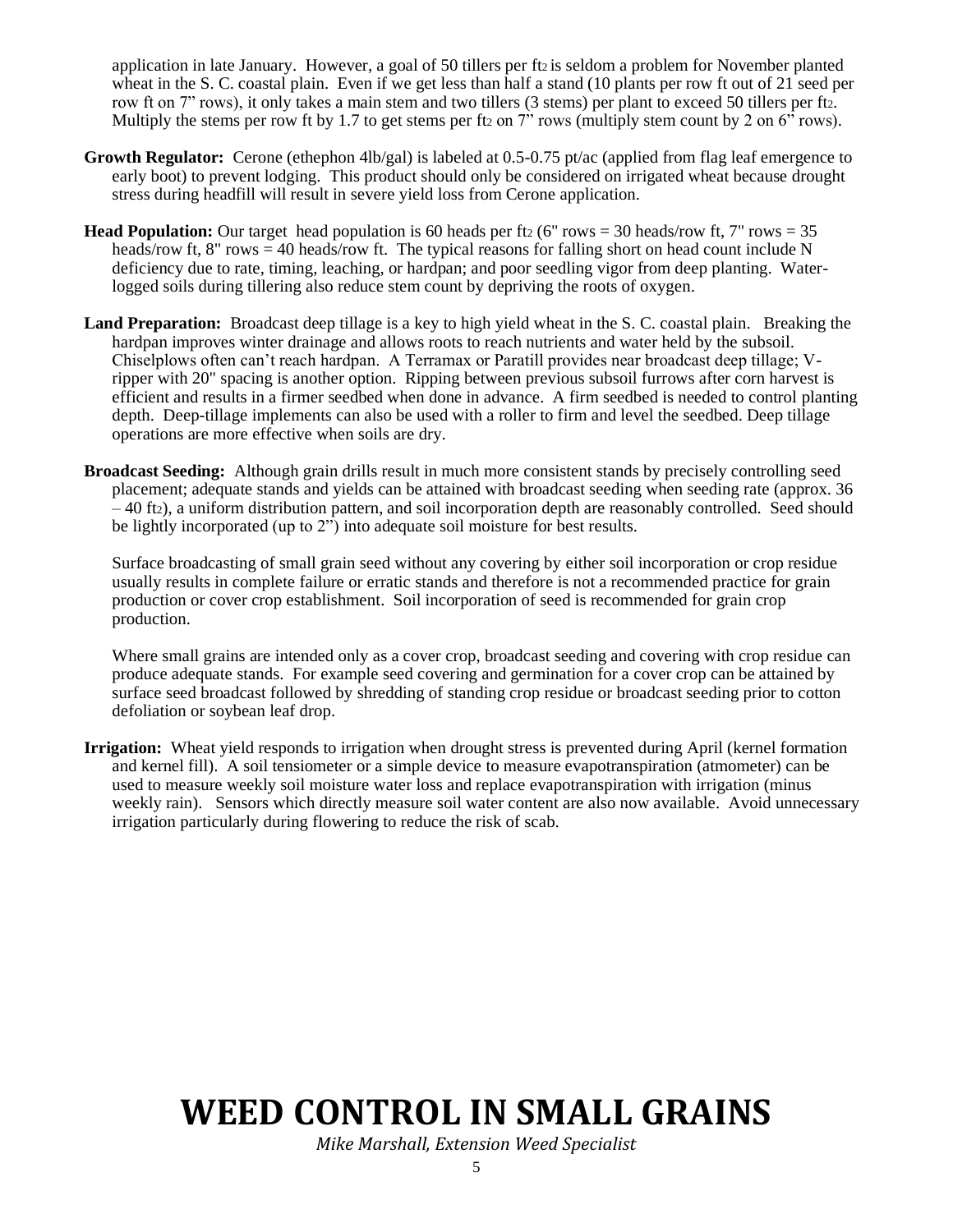application in late January. However, a goal of 50 tillers per $ft^2$ is seldom a problem for November planted wheat in the S. C. coastal plain. Even if we get less than half a stand (10 plants per row ft out of 21 seed per row ft on 7" rows), it only takes a main stem and two tillers (3 stems) per plant to exceed 50 tillers per $ft^2$. Multiply the stems per row ft by 1.7 to get stems per $ft^2$ on 7" rows (multiply stem count by 2 on 6" rows).

**Growth Regulator:** Cerone (ethephon 4lb/gal) is labeled at 0.5-0.75 pt/ac (applied from flag leaf emergence to early boot) to prevent lodging. This product should only be considered on irrigated wheat because drought stress during headfill will result in severe yield loss from Cerone application.

**Head Population:** Our target head population is 60 heads per $ft^2$ (6" rows = 30 heads/row ft, 7" rows = 35 heads/row ft, 8" rows = 40 heads/row ft. The typical reasons for falling short on head count include N deficiency due to rate, timing, leaching, or hardpan; and poor seedling vigor from deep planting. Water-logged soils during tillering also reduce stem count by depriving the roots of oxygen.

**Land Preparation:** Broadcast deep tillage is a key to high yield wheat in the S. C. coastal plain. Breaking the hardpan improves winter drainage and allows roots to reach nutrients and water held by the subsoil. Chiselplows often can't reach hardpan. A Terramax or Paratill provides near broadcast deep tillage; V-ripper with 20" spacing is another option. Ripping between previous subsoil furrows after corn harvest is efficient and results in a firmer seedbed when done in advance. A firm seedbed is needed to control planting depth. Deep-tillage implements can also be used with a roller to firm and level the seedbed. Deep tillage operations are more effective when soils are dry.

**Broadcast Seeding:** Although grain drills result in much more consistent stands by precisely controlling seed placement; adequate stands and yields can be attained with broadcast seeding when seeding rate (approx. 36 – 40 $ft^2$), a uniform distribution pattern, and soil incorporation depth are reasonably controlled. Seed should be lightly incorporated (up to 2") into adequate soil moisture for best results.

Surface broadcasting of small grain seed without any covering by either soil incorporation or crop residue usually results in complete failure or erratic stands and therefore is not a recommended practice for grain production or cover crop establishment. Soil incorporation of seed is recommended for grain crop production.

Where small grains are intended only as a cover crop, broadcast seeding and covering with crop residue can produce adequate stands. For example seed covering and germination for a cover crop can be attained by surface seed broadcast followed by shredding of standing crop residue or broadcast seeding prior to cotton defoliation or soybean leaf drop.

**Irrigation:** Wheat yield responds to irrigation when drought stress is prevented during April (kernel formation and kernel fill). A soil tensiometer or a simple device to measure evapotranspiration (atmometer) can be used to measure weekly soil moisture water loss and replace evapotranspiration with irrigation (minus weekly rain). Sensors which directly measure soil water content are also now available. Avoid unnecessary irrigation particularly during flowering to reduce the risk of scab.

# WEED CONTROL IN SMALL GRAINS

*Mike Marshall, Extension Weed Specialist*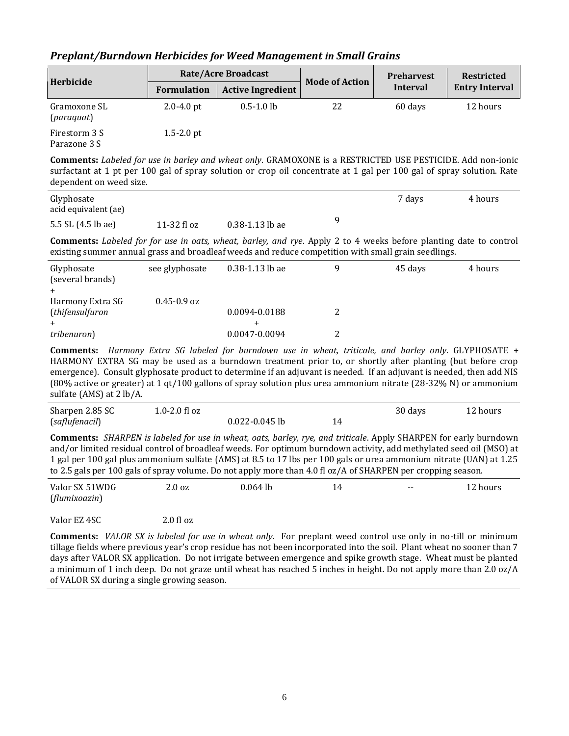## *Preplant/Burndown Herbicides for Weed Management in Small Grains*

| Herbicide | Rate/Acre Broadcast | | Mode of Action | Preharvest Interval | Restricted Entry Interval |
|---|---|---|---|---|---|
| | Formulation | Active Ingredient | | | |
| Gramoxone SL (*paraquat*) | 2.0-4.0 pt | 0.5-1.0 lb | 22 | 60 days | 12 hours |
| Firestorm 3 S<br>Parazone 3 S | 1.5-2.0 pt | | | | |
| **Comments:** *Labeled for use in barley and wheat only*. GRAMOXONE is a RESTRICTED USE PESTICIDE. Add non-ionic surfactant at 1 pt per 100 gal of spray solution or crop oil concentrate at 1 gal per 100 gal of spray solution. Rate dependent on weed size. | | | | | |
| Glyphosate<br>acid equivalent (ae) | | | | 7 days | 4 hours |
| 5.5 SL (4.5 lb ae) | 11-32 fl oz | 0.38-1.13 lb ae | 9 | | |
| **Comments:** *Labeled for for use in oats, wheat, barley, and rye*. Apply 2 to 4 weeks before planting date to control existing summer annual grass and broadleaf weeds and reduce competition with small grain seedlings. | | | | | |
| Glyphosate (several brands)<br>+ | see glyphosate | 0.38-1.13 lb ae | 9 | 45 days | 4 hours |
| Harmony Extra SG (*thifensulfuron*<br>+<br>*tribenuron*) | 0.45-0.9 oz | 0.0094-0.0188<br>+<br>0.0047-0.0094 | 2<br><br>2 | | |
| **Comments:** *Harmony Extra SG labeled for burndown use in wheat, triticale, and barley only*. GLYPHOSATE + HARMONY EXTRA SG may be used as a burndown treatment prior to, or shortly after planting (but before crop emergence). Consult glyphosate product to determine if an adjuvant is needed. If an adjuvant is needed, then add NIS (80% active or greater) at 1 qt/100 gallons of spray solution plus urea ammonium nitrate (28-32% N) or ammonium sulfate (AMS) at 2 lb/A. | | | | | |
| Sharpen 2.85 SC (*saflufenacil*) | 1.0-2.0 fl oz | 0.022-0.045 lb | 14 | 30 days | 12 hours |
| **Comments:** *SHARPEN is labeled for use in wheat, oats, barley, rye, and triticale*. Apply SHARPEN for early burndown and/or limited residual control of broadleaf weeds. For optimum burndown activity, add methylated seed oil (MSO) at 1 gal per 100 gal plus ammonium sulfate (AMS) at 8.5 to 17 lbs per 100 gals or urea ammonium nitrate (UAN) at 1.25 to 2.5 gals per 100 gals of spray volume. Do not apply more than 4.0 fl oz/A of SHARPEN per cropping season. | | | | | |
| Valor SX 51WDG (*flumixoazin*) | 2.0 oz | 0.064 lb | 14 | -- | 12 hours |
| Valor EZ 4SC | 2.0 fl oz | | | | |
| **Comments:** *VALOR SX is labeled for use in wheat only*. For preplant weed control use only in no-till or minimum tillage fields where previous year's crop residue has not been incorporated into the soil. Plant wheat no sooner than 7 days after VALOR SX application. Do not irrigate between emergence and spike growth stage. Wheat must be planted a minimum of 1 inch deep. Do not graze until wheat has reached 5 inches in height. Do not apply more than 2.0 oz/A of VALOR SX during a single growing season. | | | | | |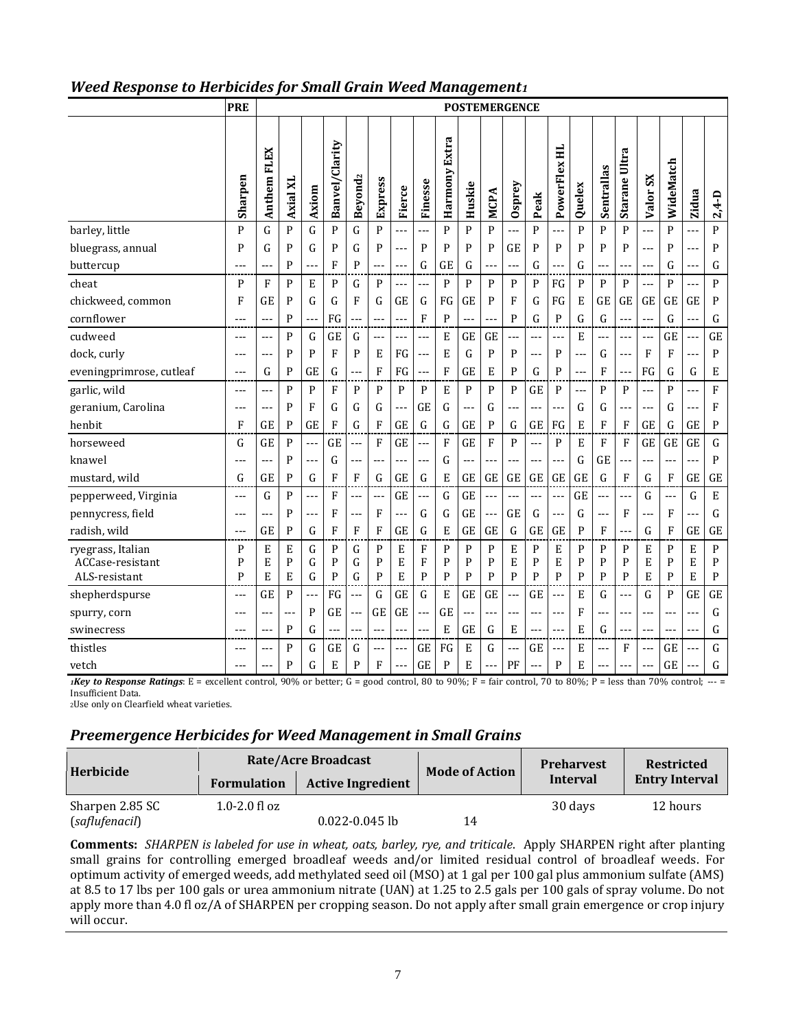## *Weed Response to Herbicides for Small Grain Weed Management*[1]

| | PRE | POSTEMERGENCE | | | | | | | | | | | | | | | | | | | | | |
|---|---|---|---|---|---|---|---|---|---|---|---|---|---|---|---|---|---|---|---|---|---|---|---|
| | Sharpen | Anthem FLEX | Axial XL | Axiom | Banvel/Clarity | Beyond[2] | Express | Fierce | Finesse | Harmony Extra | Huskie | MCPA | Osprey | Peak | PowerFlex HL | Quelex | Sentrallas | Starane Ultra | Valor SX | WideMatch | Zidua | 2,4-D |
| barley, little | P | G | P | G | P | G | P | --- | --- | P | P | P | --- | P | --- | P | P | P | --- | P | --- | P |
| bluegrass, annual | P | G | P | G | P | G | P | --- | P | P | P | P | GE | P | P | P | P | P | --- | P | --- | P |
| buttercup | --- | --- | P | --- | F | P | --- | --- | G | GE | G | --- | --- | G | --- | G | --- | --- | --- | G | --- | G |
| cheat | P | F | P | E | P | G | P | --- | --- | P | P | P | P | P | FG | P | P | P | --- | P | --- | P |
| chickweed, common | F | GE | P | G | G | F | G | GE | G | FG | GE | P | F | G | FG | E | GE | GE | GE | GE | GE | P |
| cornflower | --- | --- | P | --- | FG | --- | --- | --- | F | P | --- | --- | P | G | P | G | G | --- | --- | G | --- | G |
| cudweed | --- | --- | P | G | GE | G | --- | --- | --- | E | GE | GE | --- | --- | --- | E | --- | --- | --- | GE | --- | GE |
| dock, curly | --- | --- | P | P | F | P | E | FG | --- | E | G | P | P | --- | P | --- | G | --- | F | F | --- | P |
| eveningprimrose, cutleaf | --- | G | P | GE | G | --- | F | FG | --- | F | GE | E | P | G | P | --- | F | --- | FG | G | G | E |
| garlic, wild | --- | --- | P | P | F | P | P | P | P | E | P | P | P | GE | P | --- | P | P | --- | P | --- | F |
| geranium, Carolina | --- | --- | P | F | G | G | G | --- | GE | G | --- | G | --- | --- | --- | G | G | --- | --- | G | --- | F |
| henbit | F | GE | P | GE | F | G | F | GE | G | G | GE | P | G | GE | FG | E | F | F | GE | G | GE | P |
| horseweed | G | GE | P | --- | GE | --- | F | GE | --- | F | GE | F | P | --- | P | E | F | F | GE | GE | GE | G |
| knawel | --- | --- | P | --- | G | --- | --- | --- | --- | G | --- | --- | --- | --- | --- | G | GE | --- | --- | --- | --- | P |
| mustard, wild | G | GE | P | G | F | F | G | GE | G | E | GE | GE | GE | GE | GE | GE | G | F | G | F | GE | GE |
| pepperweed, Virginia | --- | G | P | --- | F | --- | --- | GE | --- | G | GE | --- | --- | --- | --- | GE | --- | --- | G | --- | G | E |
| pennycress, field | --- | --- | P | --- | F | --- | F | --- | G | G | GE | --- | GE | G | --- | G | --- | F | --- | F | --- | G |
| radish, wild | --- | GE | P | G | F | F | F | GE | G | E | GE | GE | G | GE | GE | P | F | --- | G | F | GE | GE |
| ryegrass, Italian | P | E | E | G | P | G | P | E | F | P | P | P | E | P | E | P | P | P | E | P | E | P |
| ACCase-resistant | P | E | P | G | P | G | P | E | F | P | P | P | E | P | E | P | P | P | E | P | E | P |
| ALS-resistant | P | E | E | G | P | G | P | E | P | P | P | P | P | P | P | P | P | P | E | P | E | P |
| shepherdspurse | --- | GE | P | --- | FG | --- | G | GE | G | E | GE | GE | --- | GE | --- | E | G | --- | G | P | GE | GE |
| spurry, corn | --- | --- | --- | P | GE | --- | GE | GE | --- | GE | --- | --- | --- | --- | --- | F | --- | --- | --- | --- | --- | G |
| swinecress | --- | --- | P | G | --- | --- | --- | --- | --- | E | GE | G | E | --- | --- | E | G | --- | --- | --- | --- | G |
| thistles | --- | --- | P | G | GE | G | --- | --- | GE | FG | E | G | --- | GE | --- | E | --- | F | --- | GE | --- | G |
| vetch | --- | --- | P | G | E | P | F | --- | GE | P | E | --- | PF | --- | P | E | --- | --- | --- | GE | --- | G |

[1]***Key to Response Ratings***: E = excellent control, 90% or better; G = good control, 80 to 90%; F = fair control, 70 to 80%; P = less than 70% control; --- = Insufficient Data.

[2]Use only on Clearfield wheat varieties.

## *Preemergence Herbicides for Weed Management in Small Grains*

| Herbicide | Rate/Acre Broadcast | | Mode of Action | Preharvest Interval | Restricted Entry Interval |
|---|---|---|---|---|---|
| | **Formulation** | **Active Ingredient** | | | |
| Sharpen 2.85 SC (*saflufenacil*) | 1.0-2.0 fl oz | 0.022-0.045 lb | 14 | 30 days | 12 hours |

**Comments:** *SHARPEN is labeled for use in wheat, oats, barley, rye, and triticale*. Apply SHARPEN right after planting small grains for controlling emerged broadleaf weeds and/or limited residual control of broadleaf weeds. For optimum activity of emerged weeds, add methylated seed oil (MSO) at 1 gal per 100 gal plus ammonium sulfate (AMS) at 8.5 to 17 lbs per 100 gals or urea ammonium nitrate (UAN) at 1.25 to 2.5 gals per 100 gals of spray volume. Do not apply more than 4.0 fl oz/A of SHARPEN per cropping season. Do not apply after small grain emergence or crop injury will occur.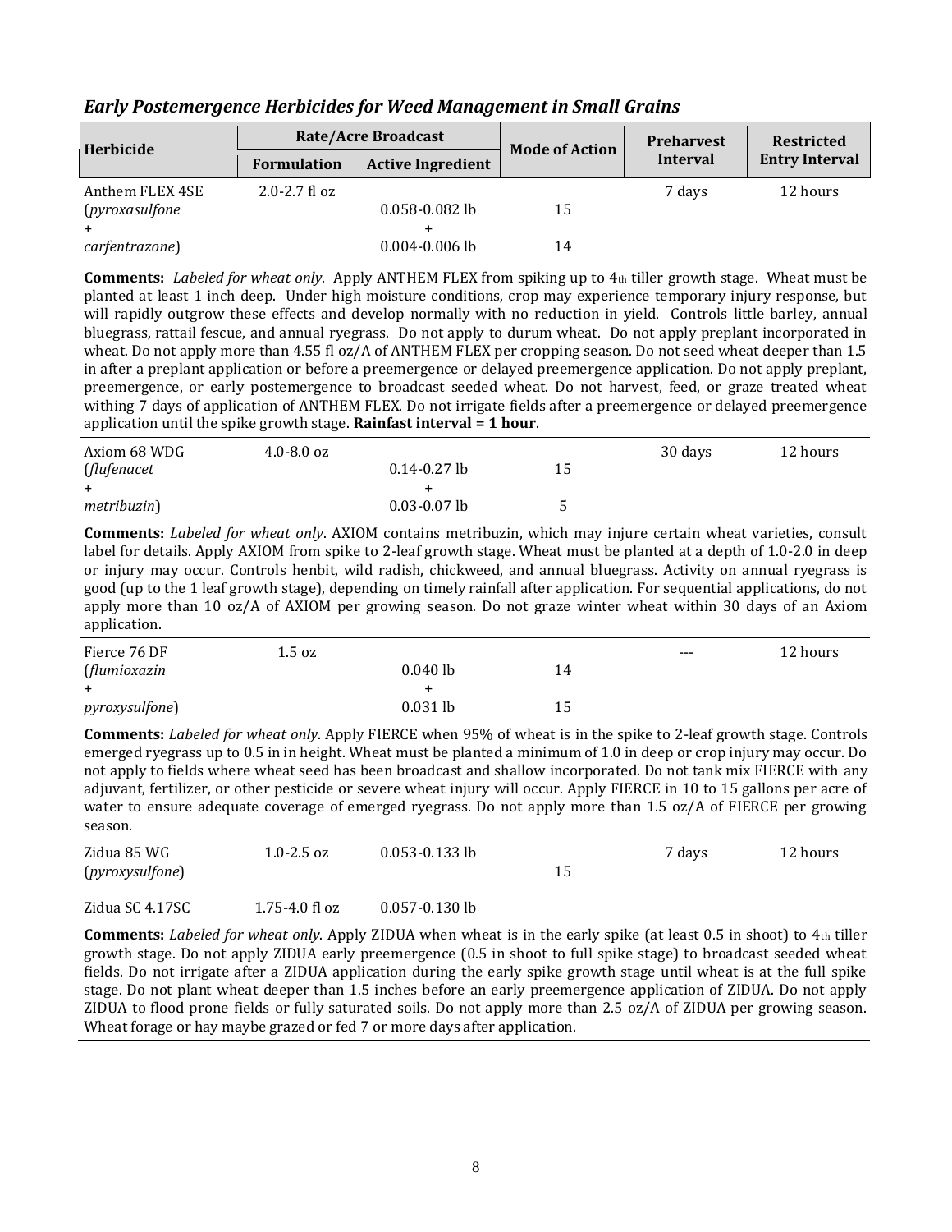### *Early Postemergence Herbicides for Weed Management in Small Grains*

| Herbicide | Rate/Acre Broadcast | | Mode of Action | Preharvest Interval | Restricted Entry Interval |
|---|---|---|---|---|---|
| | Formulation | Active Ingredient | | | |
| Anthem FLEX 4SE | 2.0-2.7 fl oz | | | 7 days | 12 hours |
| (*pyroxasulfone* | | 0.058-0.082 lb | 15 | | |
| + | | + | | | |
| *carfentrazone*) | | 0.004-0.006 lb | 14 | | |

**Comments:** *Labeled for wheat only*. Apply ANTHEM FLEX from spiking up to 4th tiller growth stage. Wheat must be planted at least 1 inch deep. Under high moisture conditions, crop may experience temporary injury response, but will rapidly outgrow these effects and develop normally with no reduction in yield. Controls little barley, annual bluegrass, rattail fescue, and annual ryegrass. Do not apply to durum wheat. Do not apply preplant incorporated in wheat. Do not apply more than 4.55 fl oz/A of ANTHEM FLEX per cropping season. Do not seed wheat deeper than 1.5 in after a preplant application or before a preemergence or delayed preemergence application. Do not apply preplant, preemergence, or early postemergence to broadcast seeded wheat. Do not harvest, feed, or graze treated wheat withing 7 days of application of ANTHEM FLEX. Do not irrigate fields after a preemergence or delayed preemergence application until the spike growth stage. **Rainfast interval = 1 hour**.

| Herbicide | Formulation | Active Ingredient | Mode of Action | Preharvest Interval | Restricted Entry Interval |
|---|---|---|---|---|---|
| Axiom 68 WDG | 4.0-8.0 oz | | | 30 days | 12 hours |
| (*flufenacet* | | 0.14-0.27 lb | 15 | | |
| + | | + | | | |
| *metribuzin*) | | 0.03-0.07 lb | 5 | | |

**Comments:** *Labeled for wheat only*. AXIOM contains metribuzin, which may injure certain wheat varieties, consult label for details. Apply AXIOM from spike to 2-leaf growth stage. Wheat must be planted at a depth of 1.0-2.0 in deep or injury may occur. Controls henbit, wild radish, chickweed, and annual bluegrass. Activity on annual ryegrass is good (up to the 1 leaf growth stage), depending on timely rainfall after application. For sequential applications, do not apply more than 10 oz/A of AXIOM per growing season. Do not graze winter wheat within 30 days of an Axiom application.

| Herbicide | Formulation | Active Ingredient | Mode of Action | Preharvest Interval | Restricted Entry Interval |
|---|---|---|---|---|---|
| Fierce 76 DF | 1.5 oz | | | --- | 12 hours |
| (*flumioxazin* | | 0.040 lb | 14 | | |
| + | | + | | | |
| *pyroxysulfone*) | | 0.031 lb | 15 | | |

**Comments:** *Labeled for wheat only*. Apply FIERCE when 95% of wheat is in the spike to 2-leaf growth stage. Controls emerged ryegrass up to 0.5 in in height. Wheat must be planted a minimum of 1.0 in deep or crop injury may occur. Do not apply to fields where wheat seed has been broadcast and shallow incorporated. Do not tank mix FIERCE with any adjuvant, fertilizer, or other pesticide or severe wheat injury will occur. Apply FIERCE in 10 to 15 gallons per acre of water to ensure adequate coverage of emerged ryegrass. Do not apply more than 1.5 oz/A of FIERCE per growing season.

| Herbicide | Formulation | Active Ingredient | Mode of Action | Preharvest Interval | Restricted Entry Interval |
|---|---|---|---|---|---|
| Zidua 85 WG | 1.0-2.5 oz | 0.053-0.133 lb | | 7 days | 12 hours |
| (*pyroxysulfone*) | | | 15 | | |
| Zidua SC 4.17SC | 1.75-4.0 fl oz | 0.057-0.130 lb | | | |

**Comments:** *Labeled for wheat only*. Apply ZIDUA when wheat is in the early spike (at least 0.5 in shoot) to 4th tiller growth stage. Do not apply ZIDUA early preemergence (0.5 in shoot to full spike stage) to broadcast seeded wheat fields. Do not irrigate after a ZIDUA application during the early spike growth stage until wheat is at the full spike stage. Do not plant wheat deeper than 1.5 inches before an early preemergence application of ZIDUA. Do not apply ZIDUA to flood prone fields or fully saturated soils. Do not apply more than 2.5 oz/A of ZIDUA per growing season. Wheat forage or hay maybe grazed or fed 7 or more days after application.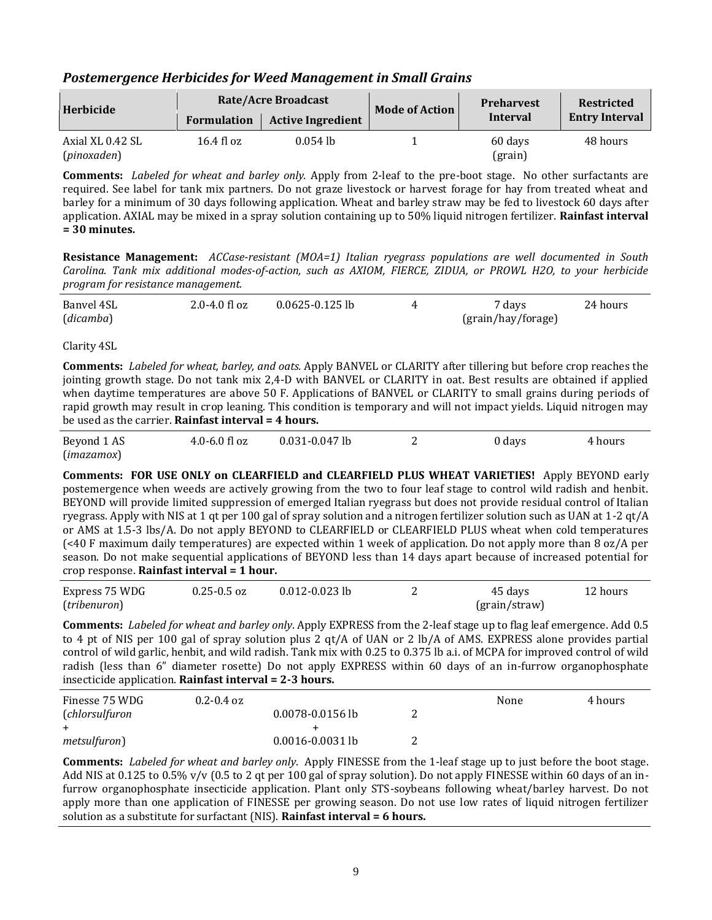### *Postemergence Herbicides for Weed Management in Small Grains*

| Herbicide | Rate/Acre Broadcast | | Mode of Action | Preharvest Interval | Restricted Entry Interval |
|---|---|---|---|---|---|
| | Formulation | Active Ingredient | | | |
| Axial XL 0.42 SL (*pinoxaden*) | 16.4 fl oz | 0.054 lb | 1 | 60 days (grain) | 48 hours |

**Comments:** *Labeled for wheat and barley only.* Apply from 2-leaf to the pre-boot stage. No other surfactants are required. See label for tank mix partners. Do not graze livestock or harvest forage for hay from treated wheat and barley for a minimum of 30 days following application. Wheat and barley straw may be fed to livestock 60 days after application. AXIAL may be mixed in a spray solution containing up to 50% liquid nitrogen fertilizer. **Rainfast interval = 30 minutes.**

**Resistance Management:** *ACCase-resistant (MOA=1) Italian ryegrass populations are well documented in South Carolina. Tank mix additional modes-of-action, such as AXIOM, FIERCE, ZIDUA, or PROWL H2O, to your herbicide program for resistance management.*

| Herbicide | Formulation | Active Ingredient | Mode of Action | Preharvest Interval | Restricted Entry Interval |
|---|---|---|---|---|---|
| Banvel 4SL (*dicamba*) | 2.0-4.0 fl oz | 0.0625-0.125 lb | 4 | 7 days (grain/hay/forage) | 24 hours |
| Clarity 4SL | | | | | |

**Comments:** *Labeled for wheat, barley, and oats.* Apply BANVEL or CLARITY after tillering but before crop reaches the jointing growth stage. Do not tank mix 2,4-D with BANVEL or CLARITY in oat. Best results are obtained if applied when daytime temperatures are above 50 F. Applications of BANVEL or CLARITY to small grains during periods of rapid growth may result in crop leaning. This condition is temporary and will not impact yields. Liquid nitrogen may be used as the carrier. **Rainfast interval = 4 hours.**

| Herbicide | Formulation | Active Ingredient | Mode of Action | Preharvest Interval | Restricted Entry Interval |
|---|---|---|---|---|---|
| Beyond 1 AS (*imazamox*) | 4.0-6.0 fl oz | 0.031-0.047 lb | 2 | 0 days | 4 hours |

**Comments: FOR USE ONLY on CLEARFIELD and CLEARFIELD PLUS WHEAT VARIETIES!** Apply BEYOND early postemergence when weeds are actively growing from the two to four leaf stage to control wild radish and henbit. BEYOND will provide limited suppression of emerged Italian ryegrass but does not provide residual control of Italian ryegrass. Apply with NIS at 1 qt per 100 gal of spray solution and a nitrogen fertilizer solution such as UAN at 1-2 qt/A or AMS at 1.5-3 lbs/A. Do not apply BEYOND to CLEARFIELD or CLEARFIELD PLUS wheat when cold temperatures (<40 F maximum daily temperatures) are expected within 1 week of application. Do not apply more than 8 oz/A per season. Do not make sequential applications of BEYOND less than 14 days apart because of increased potential for crop response. **Rainfast interval = 1 hour.**

| Herbicide | Formulation | Active Ingredient | Mode of Action | Preharvest Interval | Restricted Entry Interval |
|---|---|---|---|---|---|
| Express 75 WDG (*tribenuron*) | 0.25-0.5 oz | 0.012-0.023 lb | 2 | 45 days (grain/straw) | 12 hours |

**Comments:** *Labeled for wheat and barley only*. Apply EXPRESS from the 2-leaf stage up to flag leaf emergence. Add 0.5 to 4 pt of NIS per 100 gal of spray solution plus 2 qt/A of UAN or 2 lb/A of AMS. EXPRESS alone provides partial control of wild garlic, henbit, and wild radish. Tank mix with 0.25 to 0.375 lb a.i. of MCPA for improved control of wild radish (less than 6" diameter rosette) Do not apply EXPRESS within 60 days of an in-furrow organophosphate insecticide application. **Rainfast interval = 2-3 hours.**

| Herbicide | Formulation | Active Ingredient | Mode of Action | Preharvest Interval | Restricted Entry Interval |
|---|---|---|---|---|---|
| Finesse 75 WDG (*chlorsulfuron* + *metsulfuron*) | 0.2-0.4 oz | 0.0078-0.0156 lb + 0.0016-0.0031 lb | 2 + 2 | None | 4 hours |

**Comments:** *Labeled for wheat and barley only*. Apply FINESSE from the 1-leaf stage up to just before the boot stage. Add NIS at 0.125 to 0.5% v/v (0.5 to 2 qt per 100 gal of spray solution). Do not apply FINESSE within 60 days of an in-furrow organophosphate insecticide application. Plant only STS-soybeans following wheat/barley harvest. Do not apply more than one application of FINESSE per growing season. Do not use low rates of liquid nitrogen fertilizer solution as a substitute for surfactant (NIS). **Rainfast interval = 6 hours.**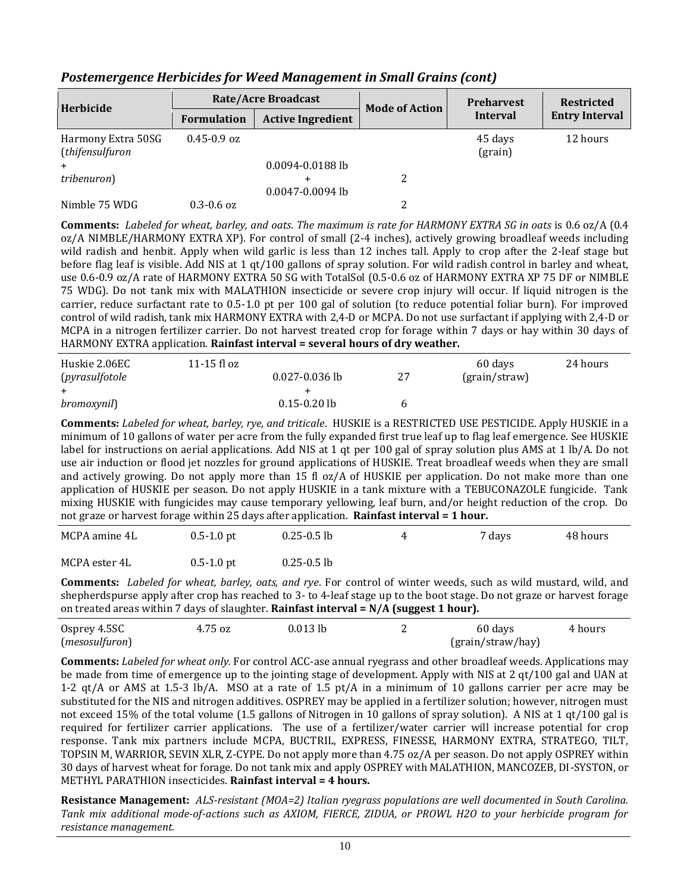## *Postemergence Herbicides for Weed Management in Small Grains (cont)*

| Herbicide | Rate/Acre Broadcast | | Mode of Action | Preharvest Interval | Restricted Entry Interval |
|---|---|---|---|---|---|
| | Formulation | Active Ingredient | | | |
| Harmony Extra 50SG (*thifensulfuron* + *tribenuron*) | 0.45-0.9 oz | 0.0094-0.0188 lb + 0.0047-0.0094 lb | 2 | 45 days (grain) | 12 hours |
| Nimble 75 WDG | 0.3-0.6 oz | | 2 | | |

**Comments:** *Labeled for wheat, barley, and oats. The maximum is rate for HARMONY EXTRA SG in oats* is 0.6 oz/A (0.4 oz/A NIMBLE/HARMONY EXTRA XP). For control of small (2-4 inches), actively growing broadleaf weeds including wild radish and henbit. Apply when wild garlic is less than 12 inches tall. Apply to crop after the 2-leaf stage but before flag leaf is visible. Add NIS at 1 qt/100 gallons of spray solution. For wild radish control in barley and wheat, use 0.6-0.9 oz/A rate of HARMONY EXTRA 50 SG with TotalSol (0.5-0.6 oz of HARMONY EXTRA XP 75 DF or NIMBLE 75 WDG). Do not tank mix with MALATHION insecticide or severe crop injury will occur. If liquid nitrogen is the carrier, reduce surfactant rate to 0.5-1.0 pt per 100 gal of solution (to reduce potential foliar burn). For improved control of wild radish, tank mix HARMONY EXTRA with 2,4-D or MCPA. Do not use surfactant if applying with 2,4-D or MCPA in a nitrogen fertilizer carrier. Do not harvest treated crop for forage within 7 days or hay within 30 days of HARMONY EXTRA application. **Rainfast interval = several hours of dry weather.**

| Herbicide | Formulation | Active Ingredient | Mode of Action | Preharvest Interval | Restricted Entry Interval |
|---|---|---|---|---|---|
| Huskie 2.06EC (*pyrasulfotole* + *bromoxynil*) | 11-15 fl oz | 0.027-0.036 lb + 0.15-0.20 lb | 27 6 | 60 days (grain/straw) | 24 hours |

**Comments:** *Labeled for wheat, barley, rye, and triticale*. HUSKIE is a RESTRICTED USE PESTICIDE. Apply HUSKIE in a minimum of 10 gallons of water per acre from the fully expanded first true leaf up to flag leaf emergence. See HUSKIE label for instructions on aerial applications. Add NIS at 1 qt per 100 gal of spray solution plus AMS at 1 lb/A. Do not use air induction or flood jet nozzles for ground applications of HUSKIE. Treat broadleaf weeds when they are small and actively growing. Do not apply more than 15 fl oz/A of HUSKIE per application. Do not make more than one application of HUSKIE per season. Do not apply HUSKIE in a tank mixture with a TEBUCONAZOLE fungicide. Tank mixing HUSKIE with fungicides may cause temporary yellowing, leaf burn, and/or height reduction of the crop. Do not graze or harvest forage within 25 days after application. **Rainfast interval = 1 hour.**

| Herbicide | Formulation | Active Ingredient | Mode of Action | Preharvest Interval | Restricted Entry Interval |
|---|---|---|---|---|---|
| MCPA amine 4L | 0.5-1.0 pt | 0.25-0.5 lb | 4 | 7 days | 48 hours |
| MCPA ester 4L | 0.5-1.0 pt | 0.25-0.5 lb | | | |

**Comments:** *Labeled for wheat, barley, oats, and rye*. For control of winter weeds, such as wild mustard, wild, and shepherdspurse apply after crop has reached to 3- to 4-leaf stage up to the boot stage. Do not graze or harvest forage on treated areas within 7 days of slaughter. **Rainfast interval = N/A (suggest 1 hour).**

| Herbicide | Formulation | Active Ingredient | Mode of Action | Preharvest Interval | Restricted Entry Interval |
|---|---|---|---|---|---|
| Osprey 4.5SC (*mesosulfuron*) | 4.75 oz | 0.013 lb | 2 | 60 days (grain/straw/hay) | 4 hours |

**Comments:** *Labeled for wheat only.* For control ACC-ase annual ryegrass and other broadleaf weeds. Applications may be made from time of emergence up to the jointing stage of development. Apply with NIS at 2 qt/100 gal and UAN at 1-2 qt/A or AMS at 1.5-3 lb/A. MSO at a rate of 1.5 pt/A in a minimum of 10 gallons carrier per acre may be substituted for the NIS and nitrogen additives. OSPREY may be applied in a fertilizer solution; however, nitrogen must not exceed 15% of the total volume (1.5 gallons of Nitrogen in 10 gallons of spray solution). A NIS at 1 qt/100 gal is required for fertilizer carrier applications. The use of a fertilizer/water carrier will increase potential for crop response. Tank mix partners include MCPA, BUCTRIL, EXPRESS, FINESSE, HARMONY EXTRA, STRATEGO, TILT, TOPSIN M, WARRIOR, SEVIN XLR, Z-CYPE. Do not apply more than 4.75 oz/A per season. Do not apply OSPREY within 30 days of harvest wheat for forage. Do not tank mix and apply OSPREY with MALATHION, MANCOZEB, DI-SYSTON, or METHYL PARATHION insecticides. **Rainfast interval = 4 hours.**

**Resistance Management:** *ALS-resistant (MOA=2) Italian ryegrass populations are well documented in South Carolina. Tank mix additional mode-of-actions such as AXIOM, FIERCE, ZIDUA, or PROWL H2O to your herbicide program for resistance management.*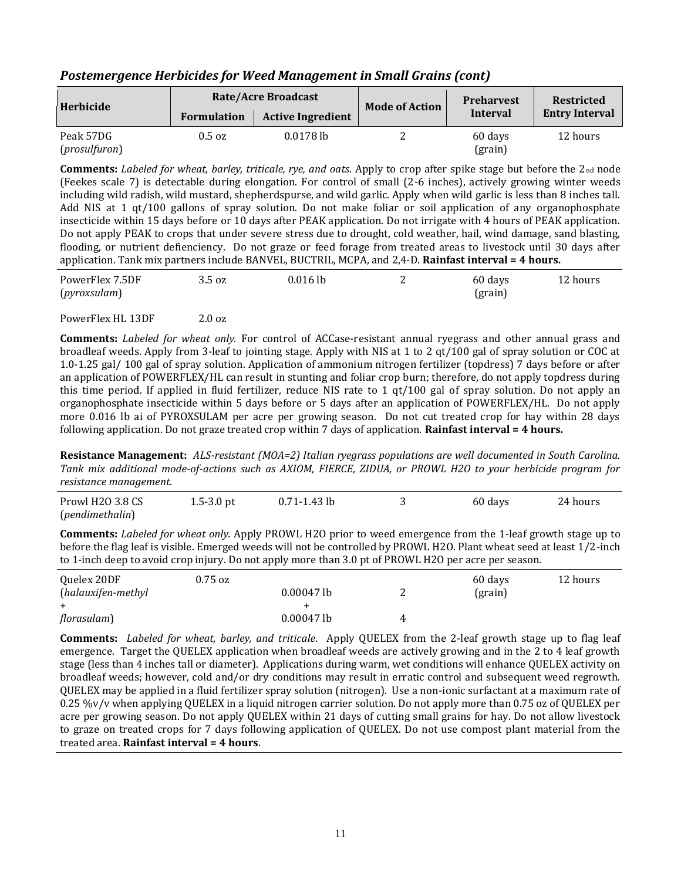## *Postemergence Herbicides for Weed Management in Small Grains (cont)*

| Herbicide | Rate/Acre Broadcast | | Mode of Action | Preharvest Interval | Restricted Entry Interval |
|---|---|---|---|---|---|
| | Formulation | Active Ingredient | | | |
| Peak 57DG (*prosulfuron*) | 0.5 oz | 0.0178 lb | 2 | 60 days (grain) | 12 hours |

**Comments:** *Labeled for wheat, barley, triticale, rye, and oats*. Apply to crop after spike stage but before the 2nd node (Feekes scale 7) is detectable during elongation. For control of small (2-6 inches), actively growing winter weeds including wild radish, wild mustard, shepherdspurse, and wild garlic. Apply when wild garlic is less than 8 inches tall. Add NIS at 1 qt/100 gallons of spray solution. Do not make foliar or soil application of any organophosphate insecticide within 15 days before or 10 days after PEAK application. Do not irrigate with 4 hours of PEAK application. Do not apply PEAK to crops that under severe stress due to drought, cold weather, hail, wind damage, sand blasting, flooding, or nutrient defienciency. Do not graze or feed forage from treated areas to livestock until 30 days after application. Tank mix partners include BANVEL, BUCTRIL, MCPA, and 2,4-D. **Rainfast interval = 4 hours.**

| Herbicide | Formulation | Active Ingredient | Mode of Action | Preharvest Interval | Restricted Entry Interval |
|---|---|---|---|---|---|
| PowerFlex 7.5DF (*pyroxsulam*) | 3.5 oz | 0.016 lb | 2 | 60 days (grain) | 12 hours |
| PowerFlex HL 13DF | 2.0 oz | | | | |

**Comments:** *Labeled for wheat only.* For control of ACCase-resistant annual ryegrass and other annual grass and broadleaf weeds. Apply from 3-leaf to jointing stage. Apply with NIS at 1 to 2 qt/100 gal of spray solution or COC at 1.0-1.25 gal/ 100 gal of spray solution. Application of ammonium nitrogen fertilizer (topdress) 7 days before or after an application of POWERFLEX/HL can result in stunting and foliar crop burn; therefore, do not apply topdress during this time period. If applied in fluid fertilizer, reduce NIS rate to 1 qt/100 gal of spray solution. Do not apply an organophosphate insecticide within 5 days before or 5 days after an application of POWERFLEX/HL. Do not apply more 0.016 lb ai of PYROXSULAM per acre per growing season. Do not cut treated crop for hay within 28 days following application. Do not graze treated crop within 7 days of application. **Rainfast interval = 4 hours.**

**Resistance Management:** *ALS-resistant (MOA=2) Italian ryegrass populations are well documented in South Carolina. Tank mix additional mode-of-actions such as AXIOM, FIERCE, ZIDUA, or PROWL H2O to your herbicide program for resistance management.*

| Herbicide | Formulation | Active Ingredient | Mode of Action | Preharvest Interval | Restricted Entry Interval |
|---|---|---|---|---|---|
| Prowl H2O 3.8 CS (*pendimethalin*) | 1.5-3.0 pt | 0.71-1.43 lb | 3 | 60 days | 24 hours |

**Comments:** *Labeled for wheat only.* Apply PROWL H2O prior to weed emergence from the 1-leaf growth stage up to before the flag leaf is visible. Emerged weeds will not be controlled by PROWL H2O. Plant wheat seed at least 1/2-inch to 1-inch deep to avoid crop injury. Do not apply more than 3.0 pt of PROWL H2O per acre per season.

| Herbicide | Formulation | Active Ingredient | Mode of Action | Preharvest Interval | Restricted Entry Interval |
|---|---|---|---|---|---|
| Quelex 20DF (*halauxifen-methyl* + *florasulam*) | 0.75 oz | 0.00047 lb + 0.00047 lb | 2 / 4 | 60 days (grain) | 12 hours |

**Comments:** *Labeled for wheat, barley, and triticale.* Apply QUELEX from the 2-leaf growth stage up to flag leaf emergence. Target the QUELEX application when broadleaf weeds are actively growing and in the 2 to 4 leaf growth stage (less than 4 inches tall or diameter). Applications during warm, wet conditions will enhance QUELEX activity on broadleaf weeds; however, cold and/or dry conditions may result in erratic control and subsequent weed regrowth. QUELEX may be applied in a fluid fertilizer spray solution (nitrogen). Use a non-ionic surfactant at a maximum rate of 0.25 %v/v when applying QUELEX in a liquid nitrogen carrier solution. Do not apply more than 0.75 oz of QUELEX per acre per growing season. Do not apply QUELEX within 21 days of cutting small grains for hay. Do not allow livestock to graze on treated crops for 7 days following application of QUELEX. Do not use compost plant material from the treated area. **Rainfast interval = 4 hours**.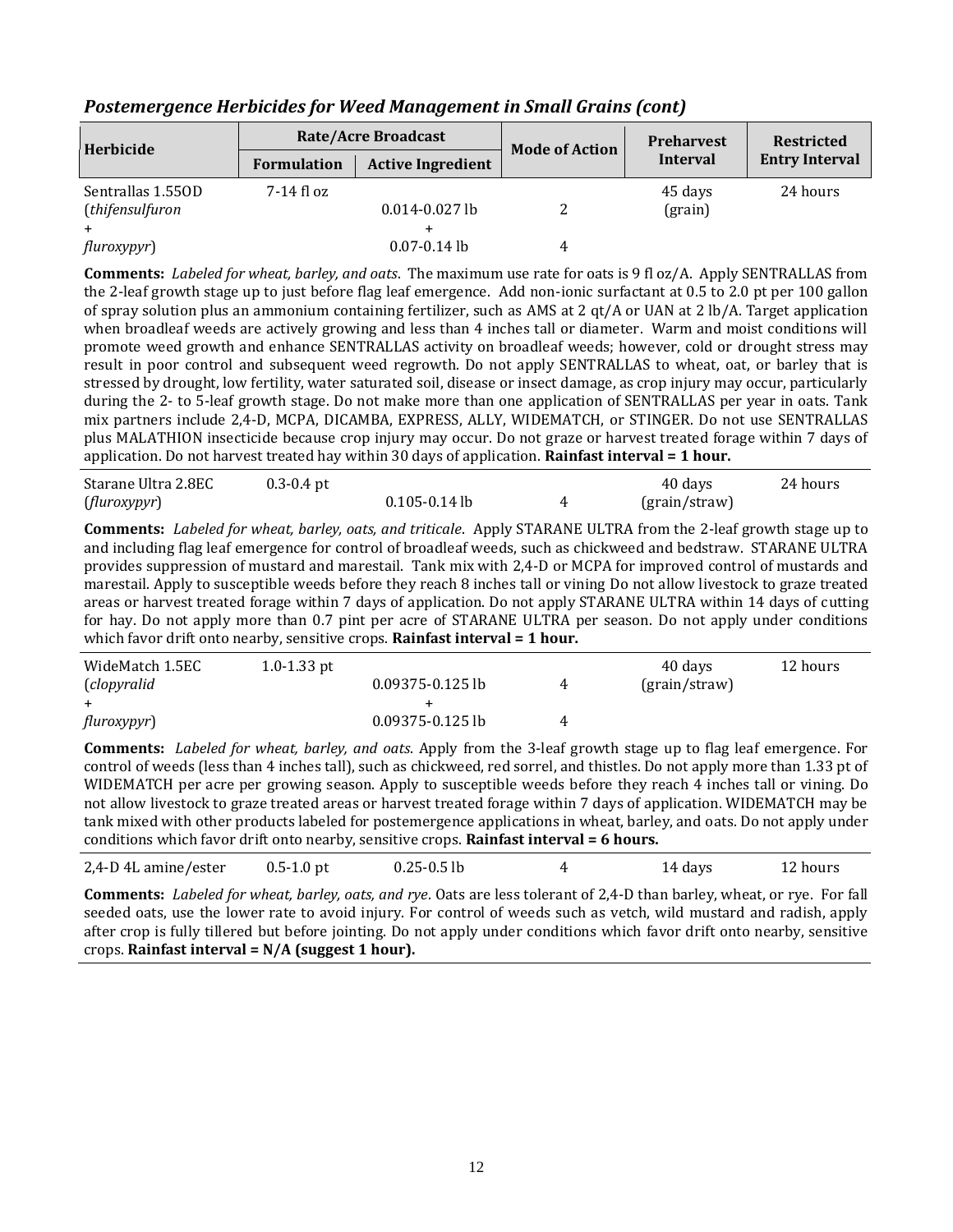## *Postemergence Herbicides for Weed Management in Small Grains (cont)*

| Herbicide | Rate/Acre Broadcast | | Mode of Action | Preharvest Interval | Restricted Entry Interval |
|---|---|---|---|---|---|
| | Formulation | Active Ingredient | | | |
| Sentrallas 1.55OD (*thifensulfuron* + *fluroxypyr*) | 7-14 fl oz | 0.014-0.027 lb + 0.07-0.14 lb | 2 / 4 | 45 days (grain) | 24 hours |

**Comments:** *Labeled for wheat, barley, and oats*. The maximum use rate for oats is 9 fl oz/A. Apply SENTRALLAS from the 2-leaf growth stage up to just before flag leaf emergence. Add non-ionic surfactant at 0.5 to 2.0 pt per 100 gallon of spray solution plus an ammonium containing fertilizer, such as AMS at 2 qt/A or UAN at 2 lb/A. Target application when broadleaf weeds are actively growing and less than 4 inches tall or diameter. Warm and moist conditions will promote weed growth and enhance SENTRALLAS activity on broadleaf weeds; however, cold or drought stress may result in poor control and subsequent weed regrowth. Do not apply SENTRALLAS to wheat, oat, or barley that is stressed by drought, low fertility, water saturated soil, disease or insect damage, as crop injury may occur, particularly during the 2- to 5-leaf growth stage. Do not make more than one application of SENTRALLAS per year in oats. Tank mix partners include 2,4-D, MCPA, DICAMBA, EXPRESS, ALLY, WIDEMATCH, or STINGER. Do not use SENTRALLAS plus MALATHION insecticide because crop injury may occur. Do not graze or harvest treated forage within 7 days of application. Do not harvest treated hay within 30 days of application. **Rainfast interval = 1 hour.**

| Herbicide | Formulation | Active Ingredient | Mode of Action | Preharvest Interval | Restricted Entry Interval |
|---|---|---|---|---|---|
| Starane Ultra 2.8EC (*fluroxypyr*) | 0.3-0.4 pt | 0.105-0.14 lb | 4 | 40 days (grain/straw) | 24 hours |

**Comments:** *Labeled for wheat, barley, oats, and triticale*. Apply STARANE ULTRA from the 2-leaf growth stage up to and including flag leaf emergence for control of broadleaf weeds, such as chickweed and bedstraw. STARANE ULTRA provides suppression of mustard and marestail. Tank mix with 2,4-D or MCPA for improved control of mustards and marestail. Apply to susceptible weeds before they reach 8 inches tall or vining Do not allow livestock to graze treated areas or harvest treated forage within 7 days of application. Do not apply STARANE ULTRA within 14 days of cutting for hay. Do not apply more than 0.7 pint per acre of STARANE ULTRA per season. Do not apply under conditions which favor drift onto nearby, sensitive crops. **Rainfast interval = 1 hour.**

| Herbicide | Formulation | Active Ingredient | Mode of Action | Preharvest Interval | Restricted Entry Interval |
|---|---|---|---|---|---|
| WideMatch 1.5EC (*clopyralid* + *fluroxypyr*) | 1.0-1.33 pt | 0.09375-0.125 lb + 0.09375-0.125 lb | 4 / 4 | 40 days (grain/straw) | 12 hours |

**Comments:** *Labeled for wheat, barley, and oats*. Apply from the 3-leaf growth stage up to flag leaf emergence. For control of weeds (less than 4 inches tall), such as chickweed, red sorrel, and thistles. Do not apply more than 1.33 pt of WIDEMATCH per acre per growing season. Apply to susceptible weeds before they reach 4 inches tall or vining. Do not allow livestock to graze treated areas or harvest treated forage within 7 days of application. WIDEMATCH may be tank mixed with other products labeled for postemergence applications in wheat, barley, and oats. Do not apply under conditions which favor drift onto nearby, sensitive crops. **Rainfast interval = 6 hours.**

| Herbicide | Formulation | Active Ingredient | Mode of Action | Preharvest Interval | Restricted Entry Interval |
|---|---|---|---|---|---|
| 2,4-D 4L amine/ester | 0.5-1.0 pt | 0.25-0.5 lb | 4 | 14 days | 12 hours |

**Comments:** *Labeled for wheat, barley, oats, and rye*. Oats are less tolerant of 2,4-D than barley, wheat, or rye. For fall seeded oats, use the lower rate to avoid injury. For control of weeds such as vetch, wild mustard and radish, apply after crop is fully tillered but before jointing. Do not apply under conditions which favor drift onto nearby, sensitive crops. **Rainfast interval = N/A (suggest 1 hour).**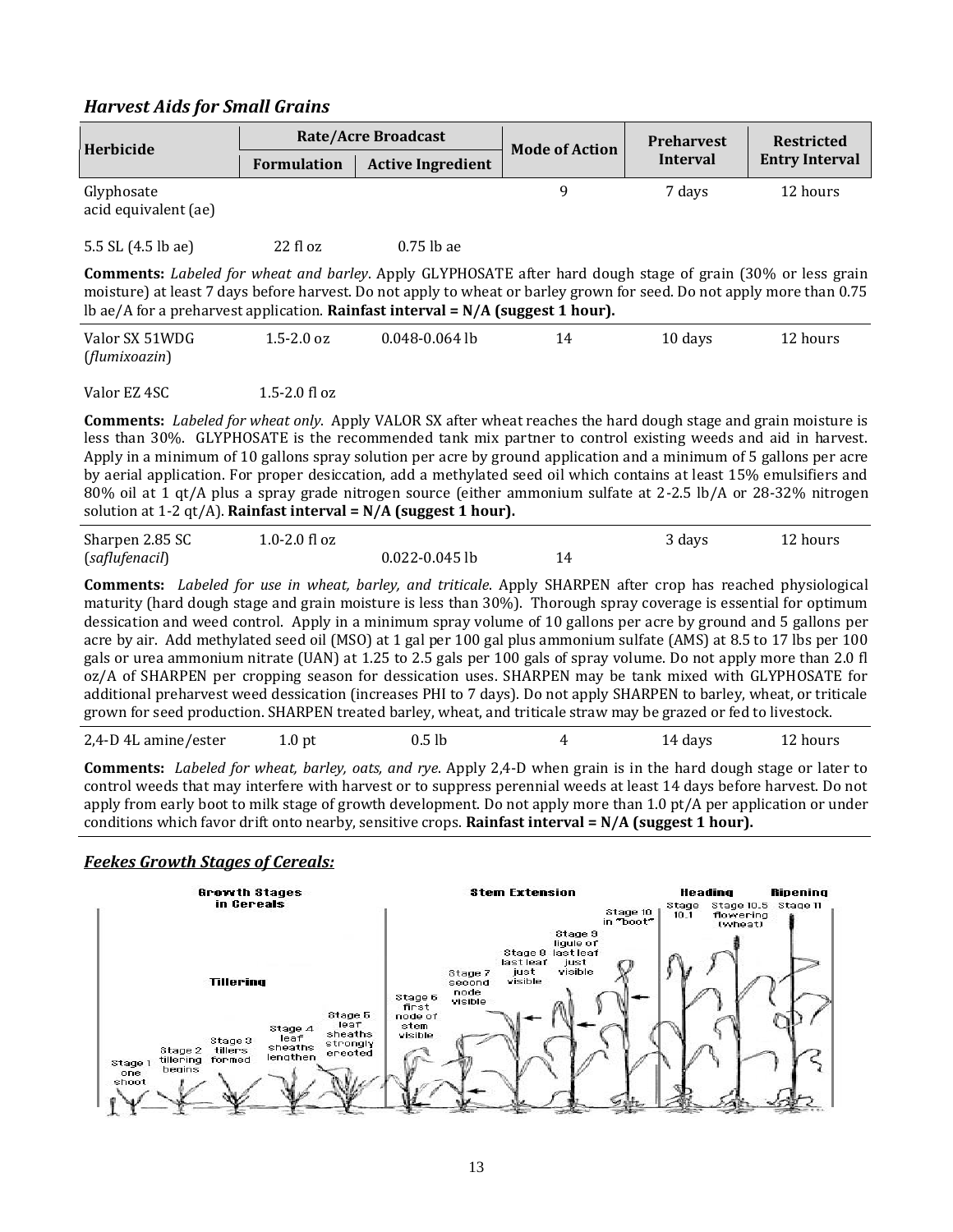## *Harvest Aids for Small Grains*

| Herbicide | Rate/Acre Broadcast | | Mode of Action | Preharvest Interval | Restricted Entry Interval |
|---|---|---|---|---|---|
| | Formulation | Active Ingredient | | | |
| Glyphosate acid equivalent (ae) | | | 9 | 7 days | 12 hours |
| 5.5 SL (4.5 lb ae) | 22 fl oz | 0.75 lb ae | | | |

**Comments:** *Labeled for wheat and barley*. Apply GLYPHOSATE after hard dough stage of grain (30% or less grain moisture) at least 7 days before harvest. Do not apply to wheat or barley grown for seed. Do not apply more than 0.75 lb ae/A for a preharvest application. **Rainfast interval = N/A (suggest 1 hour).**

| Herbicide | Formulation | Active Ingredient | Mode of Action | Preharvest Interval | Restricted Entry Interval |
|---|---|---|---|---|---|
| Valor SX 51WDG (*flumixoazin*) | 1.5-2.0 oz | 0.048-0.064 lb | 14 | 10 days | 12 hours |
| Valor EZ 4SC | 1.5-2.0 fl oz | | | | |

**Comments:** *Labeled for wheat only*. Apply VALOR SX after wheat reaches the hard dough stage and grain moisture is less than 30%. GLYPHOSATE is the recommended tank mix partner to control existing weeds and aid in harvest. Apply in a minimum of 10 gallons spray solution per acre by ground application and a minimum of 5 gallons per acre by aerial application. For proper desiccation, add a methylated seed oil which contains at least 15% emulsifiers and 80% oil at 1 qt/A plus a spray grade nitrogen source (either ammonium sulfate at 2-2.5 lb/A or 28-32% nitrogen solution at 1-2 qt/A). **Rainfast interval = N/A (suggest 1 hour).**

| Herbicide | Formulation | Active Ingredient | Mode of Action | Preharvest Interval | Restricted Entry Interval |
|---|---|---|---|---|---|
| Sharpen 2.85 SC (*saflufenacil*) | 1.0-2.0 fl oz | 0.022-0.045 lb | 14 | 3 days | 12 hours |

**Comments:** *Labeled for use in wheat, barley, and triticale*. Apply SHARPEN after crop has reached physiological maturity (hard dough stage and grain moisture is less than 30%). Thorough spray coverage is essential for optimum dessication and weed control. Apply in a minimum spray volume of 10 gallons per acre by ground and 5 gallons per acre by air. Add methylated seed oil (MSO) at 1 gal per 100 gal plus ammonium sulfate (AMS) at 8.5 to 17 lbs per 100 gals or urea ammonium nitrate (UAN) at 1.25 to 2.5 gals per 100 gals of spray volume. Do not apply more than 2.0 fl oz/A of SHARPEN per cropping season for dessication uses. SHARPEN may be tank mixed with GLYPHOSATE for additional preharvest weed dessication (increases PHI to 7 days). Do not apply SHARPEN to barley, wheat, or triticale grown for seed production. SHARPEN treated barley, wheat, and triticale straw may be grazed or fed to livestock.

| Herbicide | Formulation | Active Ingredient | Mode of Action | Preharvest Interval | Restricted Entry Interval |
|---|---|---|---|---|---|
| 2,4-D 4L amine/ester | 1.0 pt | 0.5 lb | 4 | 14 days | 12 hours |

**Comments:** *Labeled for wheat, barley, oats, and rye*. Apply 2,4-D when grain is in the hard dough stage or later to control weeds that may interfere with harvest or to suppress perennial weeds at least 14 days before harvest. Do not apply from early boot to milk stage of growth development. Do not apply more than 1.0 pt/A per application or under conditions which favor drift onto nearby, sensitive crops. **Rainfast interval = N/A (suggest 1 hour).**

## *Feekes Growth Stages of Cereals:*

Growth Stages in Cereals

Tillering: Stage 1 one shoot; Stage 2 tillering begins; Stage 3 tillers formed; Stage 4 leaf sheaths lengthen; Stage 5 leaf sheaths strongly erected

Stem Extension: Stage 6 first node of stem visible; Stage 7 second node visible; Stage 8 last leaf just visible; Stage 9 ligule of last leaf just visible; Stage 10 in "boot"

Heading: Stage 10.1; Stage 10.5 flowering (wheat)

Ripening: Stage 11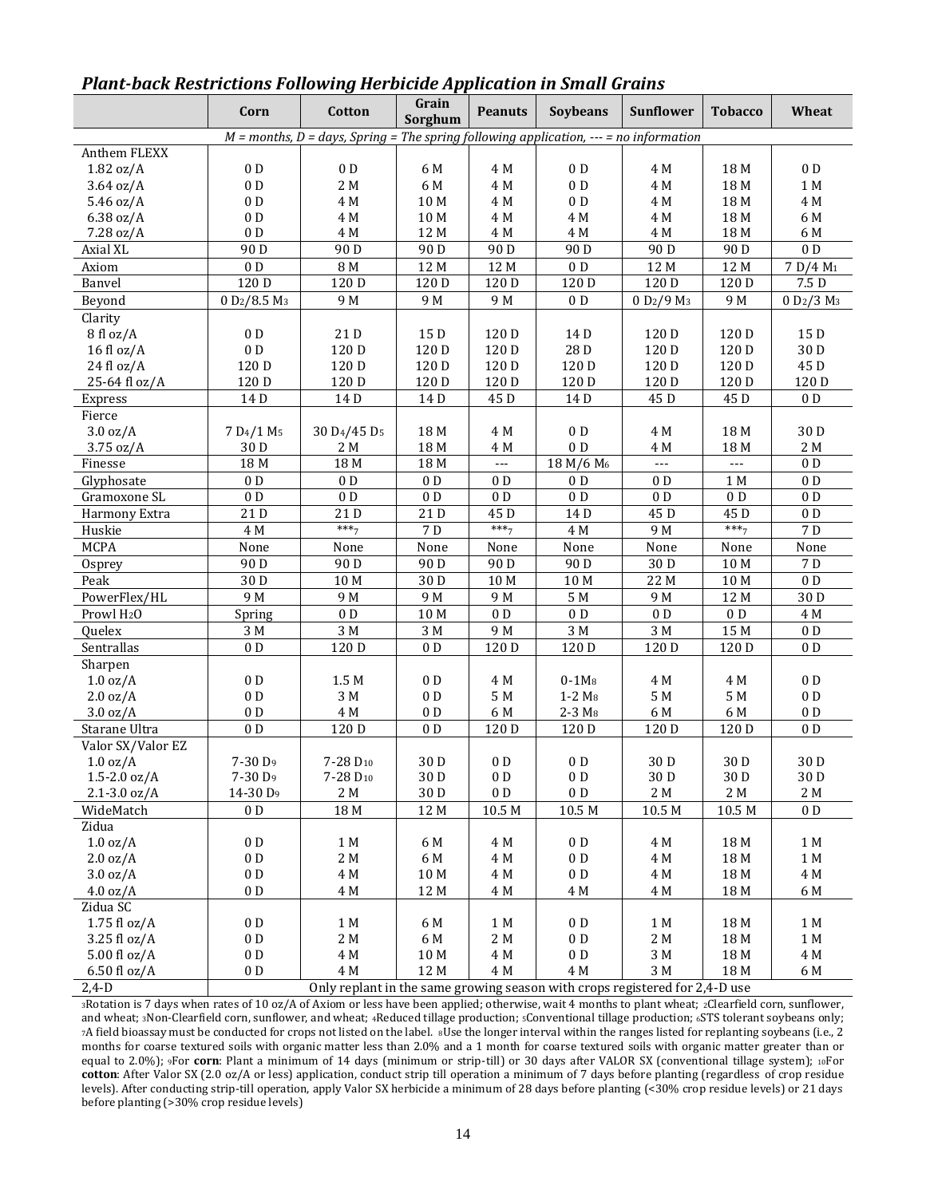## *Plant-back Restrictions Following Herbicide Application in Small Grains*

| | Corn | Cotton | Grain Sorghum | Peanuts | Soybeans | Sunflower | Tobacco | Wheat |
|---|---|---|---|---|---|---|---|---|
| *M = months, D = days, Spring = The spring following application, --- = no information* | | | | | | | | |
| Anthem FLEXX | | | | | | | | |
| 1.82 oz/A | 0 D | 0 D | 6 M | 4 M | 0 D | 4 M | 18 M | 0 D |
| 3.64 oz/A | 0 D | 2 M | 6 M | 4 M | 0 D | 4 M | 18 M | 1 M |
| 5.46 oz/A | 0 D | 4 M | 10 M | 4 M | 0 D | 4 M | 18 M | 4 M |
| 6.38 oz/A | 0 D | 4 M | 10 M | 4 M | 4 M | 4 M | 18 M | 6 M |
| 7.28 oz/A | 0 D | 4 M | 12 M | 4 M | 4 M | 4 M | 18 M | 6 M |
| Axial XL | 90 D | 90 D | 90 D | 90 D | 90 D | 90 D | 90 D | 0 D |
| Axiom | 0 D | 8 M | 12 M | 12 M | 0 D | 12 M | 12 M | 7 D/4 M[1] |
| Banvel | 120 D | 120 D | 120 D | 120 D | 120 D | 120 D | 120 D | 7.5 D |
| Beyond | 0 D[2]/8.5 M[3] | 9 M | 9 M | 9 M | 0 D | 0 D[2]/9 M[3] | 9 M | 0 D[2]/3 M[3] |
| Clarity | | | | | | | | |
| 8 fl oz/A | 0 D | 21 D | 15 D | 120 D | 14 D | 120 D | 120 D | 15 D |
| 16 fl oz/A | 0 D | 120 D | 120 D | 120 D | 28 D | 120 D | 120 D | 30 D |
| 24 fl oz/A | 120 D | 120 D | 120 D | 120 D | 120 D | 120 D | 120 D | 45 D |
| 25-64 fl oz/A | 120 D | 120 D | 120 D | 120 D | 120 D | 120 D | 120 D | 120 D |
| Express | 14 D | 14 D | 14 D | 45 D | 14 D | 45 D | 45 D | 0 D |
| Fierce | | | | | | | | |
| 3.0 oz/A | 7 D[4]/1 M[5] | 30 D[4]/45 D[5] | 18 M | 4 M | 0 D | 4 M | 18 M | 30 D |
| 3.75 oz/A | 30 D | 2 M | 18 M | 4 M | 0 D | 4 M | 18 M | 2 M |
| Finesse | 18 M | 18 M | 18 M | --- | 18 M/6 M[6] | --- | --- | 0 D |
| Glyphosate | 0 D | 0 D | 0 D | 0 D | 0 D | 0 D | 1 M | 0 D |
| Gramoxone SL | 0 D | 0 D | 0 D | 0 D | 0 D | 0 D | 0 D | 0 D |
| Harmony Extra | 21 D | 21 D | 21 D | 45 D | 14 D | 45 D | 45 D | 0 D |
| Huskie | 4 M | ***[7] | 7 D | ***[7] | 4 M | 9 M | ***[7] | 7 D |
| MCPA | None | None | None | None | None | None | None | None |
| Osprey | 90 D | 90 D | 90 D | 90 D | 90 D | 30 D | 10 M | 7 D |
| Peak | 30 D | 10 M | 30 D | 10 M | 10 M | 22 M | 10 M | 0 D |
| PowerFlex/HL | 9 M | 9 M | 9 M | 9 M | 5 M | 9 M | 12 M | 30 D |
| Prowl $H_2O$ | Spring | 0 D | 10 M | 0 D | 0 D | 0 D | 0 D | 4 M |
| Quelex | 3 M | 3 M | 3 M | 9 M | 3 M | 3 M | 15 M | 0 D |
| Sentrallas | 0 D | 120 D | 0 D | 120 D | 120 D | 120 D | 120 D | 0 D |
| Sharpen | | | | | | | | |
| 1.0 oz/A | 0 D | 1.5 M | 0 D | 4 M | 0-1M[8] | 4 M | 4 M | 0 D |
| 2.0 oz/A | 0 D | 3 M | 0 D | 5 M | 1-2 M[8] | 5 M | 5 M | 0 D |
| 3.0 oz/A | 0 D | 4 M | 0 D | 6 M | 2-3 M[8] | 6 M | 6 M | 0 D |
| Starane Ultra | 0 D | 120 D | 0 D | 120 D | 120 D | 120 D | 120 D | 0 D |
| Valor SX/Valor EZ | | | | | | | | |
| 1.0 oz/A | 7-30 D[9] | 7-28 D[10] | 30 D | 0 D | 0 D | 30 D | 30 D | 30 D |
| 1.5-2.0 oz/A | 7-30 D[9] | 7-28 D[10] | 30 D | 0 D | 0 D | 30 D | 30 D | 30 D |
| 2.1-3.0 oz/A | 14-30 D[9] | 2 M | 30 D | 0 D | 0 D | 2 M | 2 M | 2 M |
| WideMatch | 0 D | 18 M | 12 M | 10.5 M | 10.5 M | 10.5 M | 10.5 M | 0 D |
| Zidua | | | | | | | | |
| 1.0 oz/A | 0 D | 1 M | 6 M | 4 M | 0 D | 4 M | 18 M | 1 M |
| 2.0 oz/A | 0 D | 2 M | 6 M | 4 M | 0 D | 4 M | 18 M | 1 M |
| 3.0 oz/A | 0 D | 4 M | 10 M | 4 M | 0 D | 4 M | 18 M | 4 M |
| 4.0 oz/A | 0 D | 4 M | 12 M | 4 M | 4 M | 4 M | 18 M | 6 M |
| Zidua SC | | | | | | | | |
| 1.75 fl oz/A | 0 D | 1 M | 6 M | 1 M | 0 D | 1 M | 18 M | 1 M |
| 3.25 fl oz/A | 0 D | 2 M | 6 M | 2 M | 0 D | 2 M | 18 M | 1 M |
| 5.00 fl oz/A | 0 D | 4 M | 10 M | 4 M | 0 D | 3 M | 18 M | 4 M |
| 6.50 fl oz/A | 0 D | 4 M | 12 M | 4 M | 4 M | 3 M | 18 M | 6 M |
| 2,4-D | Only replant in the same growing season with crops registered for 2,4-D use | | | | | | | |

[1]Rotation is 7 days when rates of 10 oz/A of Axiom or less have been applied; otherwise, wait 4 months to plant wheat; [2]Clearfield corn, sunflower, and wheat; [3]Non-Clearfield corn, sunflower, and wheat; [4]Reduced tillage production; [5]Conventional tillage production; [6]STS tolerant soybeans only; [7]A field bioassay must be conducted for crops not listed on the label. [8]Use the longer interval within the ranges listed for replanting soybeans (i.e., 2 months for coarse textured soils with organic matter less than 2.0% and a 1 month for coarse textured soils with organic matter greater than or equal to 2.0%); [9]For **corn**: Plant a minimum of 14 days (minimum or strip-till) or 30 days after VALOR SX (conventional tillage system); [10]For **cotton**: After Valor SX (2.0 oz/A or less) application, conduct strip till operation a minimum of 7 days before planting (regardless of crop residue levels). After conducting strip-till operation, apply Valor SX herbicide a minimum of 28 days before planting (<30% crop residue levels) or 21 days before planting (>30% crop residue levels)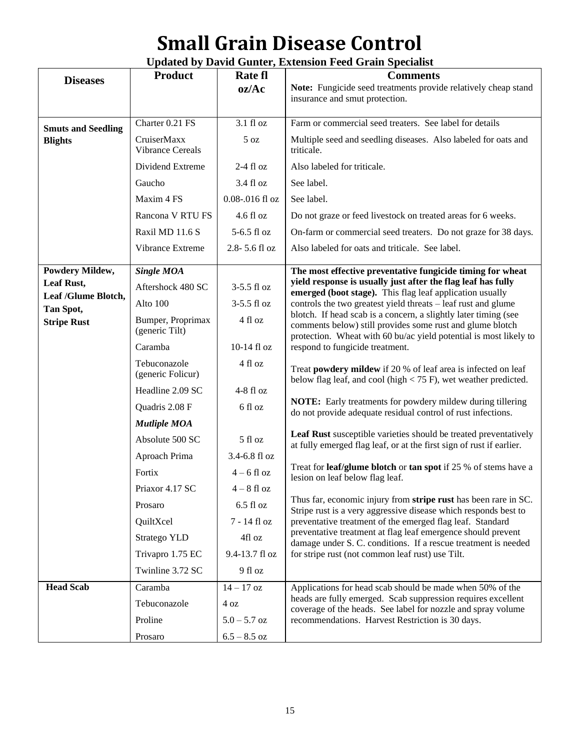# Small Grain Disease Control

**Updated by David Gunter, Extension Feed Grain Specialist**

| Diseases | Product | Rate fl oz/Ac | Comments |
|---|---|---|---|
| | | | **Note:** Fungicide seed treatments provide relatively cheap stand insurance and smut protection. |
| **Smuts and Seedling Blights** | Charter 0.21 FS | 3.1 fl oz | Farm or commercial seed treaters. See label for details |
| | CruiserMaxx Vibrance Cereals | 5 oz | Multiple seed and seedling diseases. Also labeled for oats and triticale. |
| | Dividend Extreme | 2-4 fl oz | Also labeled for triticale. |
| | Gaucho | 3.4 fl oz | See label. |
| | Maxim 4 FS | 0.08-.016 fl oz | See label. |
| | Rancona V RTU FS | 4.6 fl oz | Do not graze or feed livestock on treated areas for 6 weeks. |
| | Raxil MD 11.6 S | 5-6.5 fl oz | On-farm or commercial seed treaters. Do not graze for 38 days. |
| | Vibrance Extreme | 2.8- 5.6 fl oz | Also labeled for oats and triticale. See label. |
| **Powdery Mildew, Leaf Rust, Leaf /Glume Blotch, Tan Spot, Stripe Rust** | ***Single MOA*** | | **The most effective preventative fungicide timing for wheat yield response is usually just after the flag leaf has fully emerged (boot stage).** This flag leaf application usually controls the two greatest yield threats – leaf rust and glume blotch. If head scab is a concern, a slightly later timing (see comments below) still provides some rust and glume blotch protection. Wheat with 60 bu/ac yield potential is most likely to respond to fungicide treatment. |
| | Aftershock 480 SC | 3-5.5 fl oz | Treat **powdery mildew** if 20 % of leaf area is infected on leaf below flag leaf, and cool (high < 75 F), wet weather predicted. |
| | Alto 100 | 3-5.5 fl oz | **NOTE:** Early treatments for powdery mildew during tillering do not provide adequate residual control of rust infections. |
| | Bumper, Proprimax (generic Tilt) | 4 fl oz | **Leaf Rust** susceptible varieties should be treated preventatively at fully emerged flag leaf, or at the first sign of rust if earlier. |
| | Caramba | 10-14 fl oz | Treat for **leaf/glume blotch** or **tan spot** if 25 % of stems have a lesion on leaf below flag leaf. |
| | Tebuconazole (generic Folicur) | 4 fl oz | Thus far, economic injury from **stripe rust** has been rare in SC. Stripe rust is a very aggressive disease which responds best to preventative treatment of the emerged flag leaf. Standard preventative treatment at flag leaf emergence should prevent damage under S. C. conditions. If a rescue treatment is needed for stripe rust (not common leaf rust) use Tilt. |
| | Headline 2.09 SC | 4-8 fl oz | |
| | Quadris 2.08 F | 6 fl oz | |
| | ***Mutliple MOA*** | | |
| | Absolute 500 SC | 5 fl oz | |
| | Aproach Prima | 3.4-6.8 fl oz | |
| | Fortix | 4 – 6 fl oz | |
| | Priaxor 4.17 SC | 4 – 8 fl oz | |
| | Prosaro | 6.5 fl oz | |
| | QuiltXcel | 7 - 14 fl oz | |
| | Stratego YLD | 4fl oz | |
| | Trivapro 1.75 EC | 9.4-13.7 fl oz | |
| | Twinline 3.72 SC | 9 fl oz | |
| **Head Scab** | Caramba | 14 – 17 oz | Applications for head scab should be made when 50% of the heads are fully emerged. Scab suppression requires excellent coverage of the heads. See label for nozzle and spray volume recommendations. Harvest Restriction is 30 days. |
| | Tebuconazole | 4 oz | |
| | Proline | 5.0 – 5.7 oz | |
| | Prosaro | 6.5 – 8.5 oz | |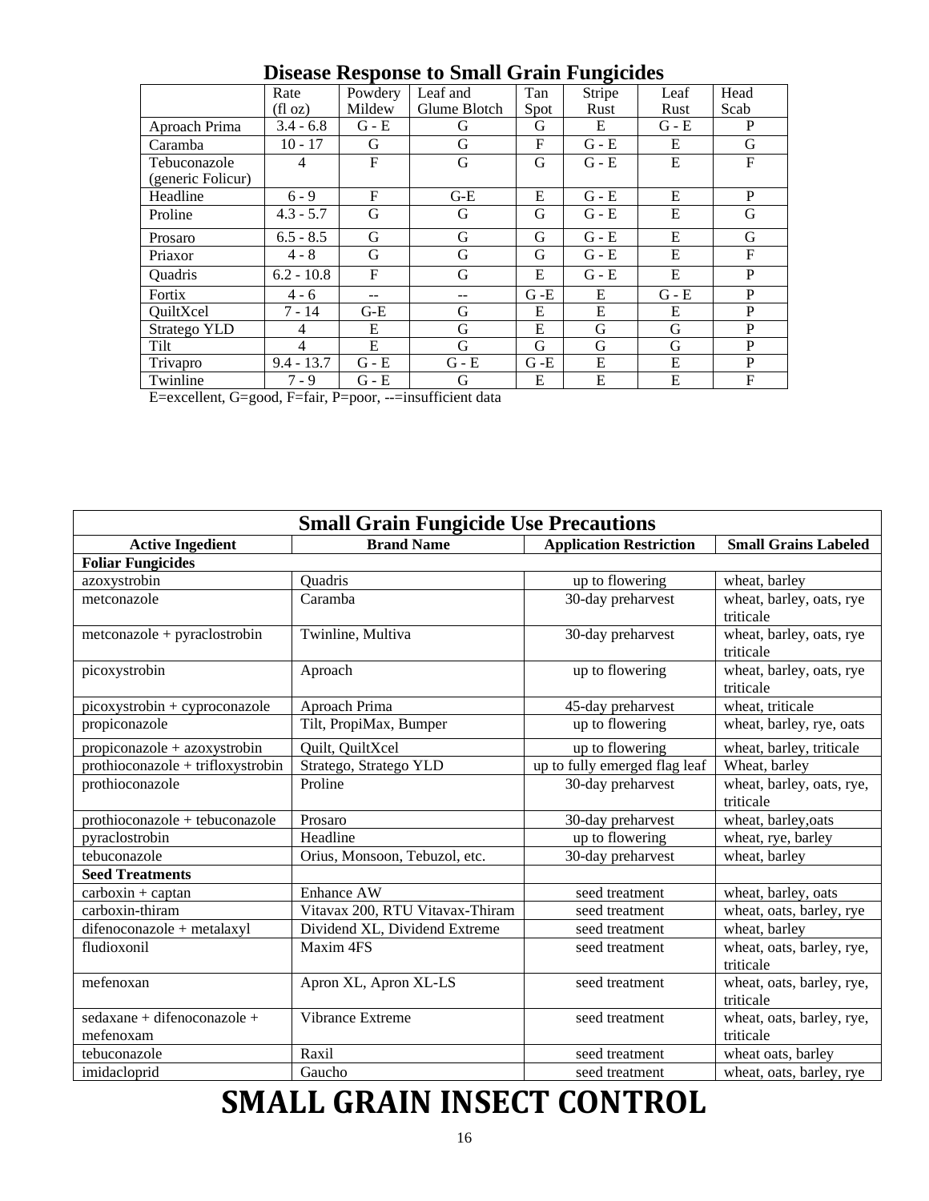## Disease Response to Small Grain Fungicides

| | Rate (fl oz) | Powdery Mildew | Leaf and Glume Blotch | Tan Spot | Stripe Rust | Leaf Rust | Head Scab |
|---|---|---|---|---|---|---|---|
| Aproach Prima | 3.4 - 6.8 | G - E | G | G | E | G - E | P |
| Caramba | 10 - 17 | G | G | F | G - E | E | G |
| Tebuconazole (generic Folicur) | 4 | F | G | G | G - E | E | F |
| Headline | 6 - 9 | F | G-E | E | G - E | E | P |
| Proline | 4.3 - 5.7 | G | G | G | G - E | E | G |
| Prosaro | 6.5 - 8.5 | G | G | G | G - E | E | G |
| Priaxor | 4 - 8 | G | G | G | G - E | E | F |
| Quadris | 6.2 - 10.8 | F | G | E | G - E | E | P |
| Fortix | 4 - 6 | -- | -- | G -E | E | G - E | P |
| QuiltXcel | 7 - 14 | G-E | G | E | E | E | P |
| Stratego YLD | 4 | E | G | E | G | G | P |
| Tilt | 4 | E | G | G | G | G | P |
| Trivapro | 9.4 - 13.7 | G - E | G - E | G -E | E | E | P |
| Twinline | 7 - 9 | G - E | G | E | E | E | F |

E=excellent, G=good, F=fair, P=poor, --=insufficient data

## Small Grain Fungicide Use Precautions

| Active Ingedient | Brand Name | Application Restriction | Small Grains Labeled |
|---|---|---|---|
| **Foliar Fungicides** | | | |
| azoxystrobin | Quadris | up to flowering | wheat, barley |
| metconazole | Caramba | 30-day preharvest | wheat, barley, oats, rye triticale |
| metconazole + pyraclostrobin | Twinline, Multiva | 30-day preharvest | wheat, barley, oats, rye triticale |
| picoxystrobin | Aproach | up to flowering | wheat, barley, oats, rye triticale |
| picoxystrobin + cyproconazole | Aproach Prima | 45-day preharvest | wheat, triticale |
| propiconazole | Tilt, PropiMax, Bumper | up to flowering | wheat, barley, rye, oats |
| propiconazole + azoxystrobin | Quilt, QuiltXcel | up to flowering | wheat, barley, triticale |
| prothioconazole + trifloxystrobin | Stratego, Stratego YLD | up to fully emerged flag leaf | Wheat, barley |
| prothioconazole | Proline | 30-day preharvest | wheat, barley, oats, rye, triticale |
| prothioconazole + tebuconazole | Prosaro | 30-day preharvest | wheat, barley,oats |
| pyraclostrobin | Headline | up to flowering | wheat, rye, barley |
| tebuconazole | Orius, Monsoon, Tebuzol, etc. | 30-day preharvest | wheat, barley |
| **Seed Treatments** | | | |
| carboxin + captan | Enhance AW | seed treatment | wheat, barley, oats |
| carboxin-thiram | Vitavax 200, RTU Vitavax-Thiram | seed treatment | wheat, oats, barley, rye |
| difenoconazole + metalaxyl | Dividend XL, Dividend Extreme | seed treatment | wheat, barley |
| fludioxonil | Maxim 4FS | seed treatment | wheat, oats, barley, rye, triticale |
| mefenoxan | Apron XL, Apron XL-LS | seed treatment | wheat, oats, barley, rye, triticale |
| sedaxane + difenoconazole + mefenoxam | Vibrance Extreme | seed treatment | wheat, oats, barley, rye, triticale |
| tebuconazole | Raxil | seed treatment | wheat oats, barley |
| imidacloprid | Gaucho | seed treatment | wheat, oats, barley, rye |

# SMALL GRAIN INSECT CONTROL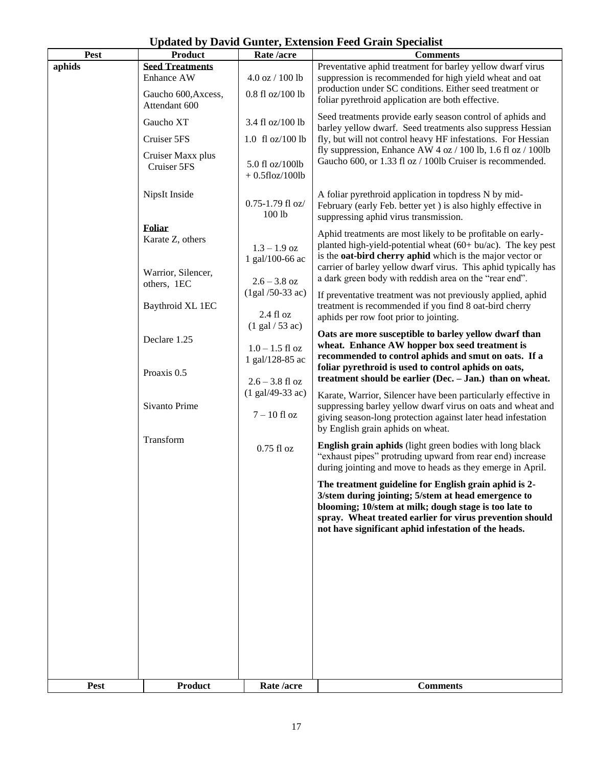**Updated by David Gunter, Extension Feed Grain Specialist**

| Pest | Product | Rate /acre | Comments |
|---|---|---|---|
| aphids | **Seed Treatments**<br>Enhance AW<br><br>Gaucho 600,Axcess, Attendant 600<br><br>Gaucho XT<br><br>Cruiser 5FS<br><br>Cruiser Maxx plus Cruiser 5FS<br><br>NipsIt Inside | <br>4.0 oz / 100 lb<br><br>0.8 fl oz/100 lb<br><br>3.4 fl oz/100 lb<br><br>1.0 fl oz/100 lb<br><br>5.0 fl oz/100lb + 0.5floz/100lb<br><br>0.75-1.79 fl oz/ 100 lb | Preventative aphid treatment for barley yellow dwarf virus suppression is recommended for high yield wheat and oat production under SC conditions. Either seed treatment or foliar pyrethroid application are both effective.<br><br>Seed treatments provide early season control of aphids and barley yellow dwarf. Seed treatments also suppress Hessian fly, but will not control heavy HF infestations. For Hessian fly suppression, Enhance AW 4 oz / 100 lb, 1.6 fl oz / 100lb Gaucho 600, or 1.33 fl oz / 100lb Cruiser is recommended.<br><br>A foliar pyrethroid application in topdress N by mid-February (early Feb. better yet ) is also highly effective in suppressing aphid virus transmission. |
| | **Foliar**<br>Karate Z, others<br><br>Warrior, Silencer, others, 1EC<br><br>Baythroid XL 1EC<br><br>Declare 1.25<br><br>Proaxis 0.5<br><br>Sivanto Prime<br><br>Transform | <br>1.3 – 1.9 oz<br>1 gal/100-66 ac<br><br>2.6 – 3.8 oz<br>(1gal /50-33 ac)<br><br>2.4 fl oz<br>(1 gal / 53 ac)<br><br>1.0 – 1.5 fl oz<br>1 gal/128-85 ac<br><br>2.6 – 3.8 fl oz<br>(1 gal/49-33 ac)<br><br>7 – 10 fl oz<br><br>0.75 fl oz | Aphid treatments are most likely to be profitable on early-planted high-yield-potential wheat (60+ bu/ac). The key pest is the **oat-bird cherry aphid** which is the major vector or carrier of barley yellow dwarf virus. This aphid typically has a dark green body with reddish area on the "rear end".<br><br>If preventative treatment was not previously applied, aphid treatment is recommended if you find 8 oat-bird cherry aphids per row foot prior to jointing.<br><br>**Oats are more susceptible to barley yellow dwarf than wheat. Enhance AW hopper box seed treatment is recommended to control aphids and smut on oats. If a foliar pyrethroid is used to control aphids on oats, treatment should be earlier (Dec. – Jan.) than on wheat.**<br><br>Karate, Warrior, Silencer have been particularly effective in suppressing barley yellow dwarf virus on oats and wheat and giving season-long protection against later head infestation by English grain aphids on wheat.<br><br>**English grain aphids** (light green bodies with long black "exhaust pipes" protruding upward from rear end) increase during jointing and move to heads as they emerge in April.<br><br>**The treatment guideline for English grain aphid is 2-3/stem during jointing; 5/stem at head emergence to blooming; 10/stem at milk; dough stage is too late to spray. Wheat treated earlier for virus prevention should not have significant aphid infestation of the heads.** |
| **Pest** | **Product** | **Rate /acre** | **Comments** |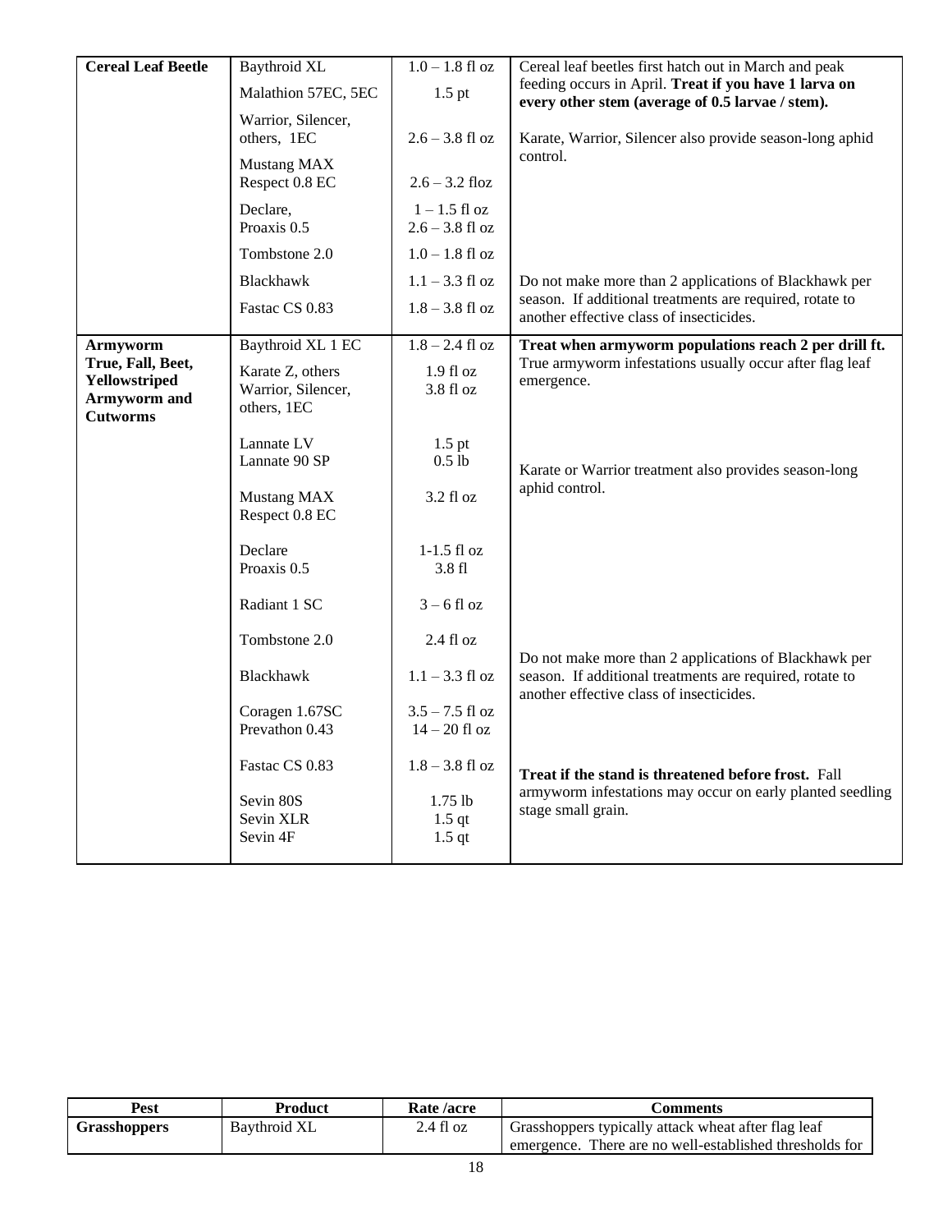| Cereal Leaf Beetle | Baythroid XL | 1.0 – 1.8 fl oz | Cereal leaf beetles first hatch out in March and peak feeding occurs in April. **Treat if you have 1 larva on every other stem (average of 0.5 larvae / stem).** |
|---|---|---|---|
| | Malathion 57EC, 5EC | 1.5 pt | |
| | Warrior, Silencer, others, 1EC | 2.6 – 3.8 fl oz | Karate, Warrior, Silencer also provide season-long aphid control. |
| | Mustang MAX Respect 0.8 EC | 2.6 – 3.2 floz | |
| | Declare, Proaxis 0.5 | 1 – 1.5 fl oz 2.6 – 3.8 fl oz | |
| | Tombstone 2.0 | 1.0 – 1.8 fl oz | |
| | Blackhawk | 1.1 – 3.3 fl oz | Do not make more than 2 applications of Blackhawk per season. If additional treatments are required, rotate to another effective class of insecticides. |
| | Fastac CS 0.83 | 1.8 – 3.8 fl oz | |
| **Armyworm True, Fall, Beet, Yellowstriped Armyworm and Cutworms** | Baythroid XL 1 EC | 1.8 – 2.4 fl oz | **Treat when armyworm populations reach 2 per drill ft.** True armyworm infestations usually occur after flag leaf emergence. |
| | Karate Z, others Warrior, Silencer, others, 1EC | 1.9 fl oz 3.8 fl oz | |
| | Lannate LV Lannate 90 SP | 1.5 pt 0.5 lb | Karate or Warrior treatment also provides season-long aphid control. |
| | Mustang MAX Respect 0.8 EC | 3.2 fl oz | |
| | Declare Proaxis 0.5 | 1-1.5 fl oz 3.8 fl | |
| | Radiant 1 SC | 3 – 6 fl oz | |
| | Tombstone 2.0 | 2.4 fl oz | |
| | Blackhawk | 1.1 – 3.3 fl oz | Do not make more than 2 applications of Blackhawk per season. If additional treatments are required, rotate to another effective class of insecticides. |
| | Coragen 1.67SC Prevathon 0.43 | 3.5 – 7.5 fl oz 14 – 20 fl oz | |
| | Fastac CS 0.83 | 1.8 – 3.8 fl oz | **Treat if the stand is threatened before frost.** Fall armyworm infestations may occur on early planted seedling stage small grain. |
| | Sevin 80S Sevin XLR Sevin 4F | 1.75 lb 1.5 qt 1.5 qt | |

| Pest | Product | Rate /acre | Comments |
|---|---|---|---|
| **Grasshoppers** | Baythroid XL | 2.4 fl oz | Grasshoppers typically attack wheat after flag leaf emergence. There are no well-established thresholds for |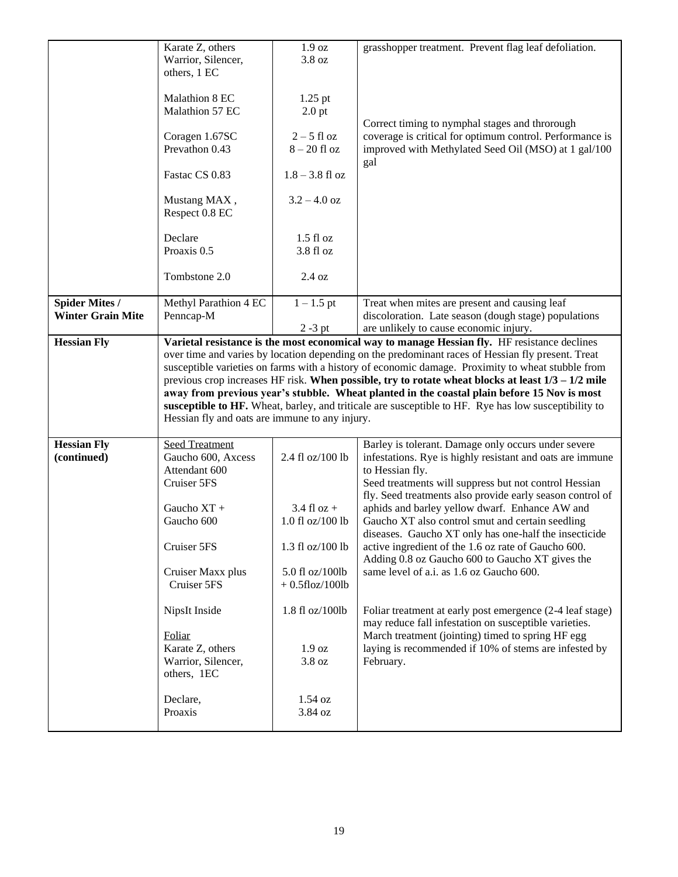| | | | |
|---|---|---|---|
| | Karate Z, others<br>Warrior, Silencer, others, 1 EC<br><br>Malathion 8 EC<br>Malathion 57 EC<br><br>Coragen 1.67SC<br>Prevathon 0.43<br><br>Fastac CS 0.83<br><br>Mustang MAX , Respect 0.8 EC<br><br>Declare<br>Proaxis 0.5<br><br>Tombstone 2.0 | 1.9 oz<br>3.8 oz<br><br>1.25 pt<br>2.0 pt<br><br>2 – 5 fl oz<br>8 – 20 fl oz<br><br>1.8 – 3.8 fl oz<br><br>3.2 – 4.0 oz<br><br>1.5 fl oz<br>3.8 fl oz<br><br>2.4 oz | grasshopper treatment. Prevent flag leaf defoliation.<br><br>Correct timing to nymphal stages and throrough coverage is critical for optimum control. Performance is improved with Methylated Seed Oil (MSO) at 1 gal/100 gal |
| **Spider Mites / Winter Grain Mite** | Methyl Parathion 4 EC<br>Penncap-M | 1 – 1.5 pt<br>2 -3 pt | Treat when mites are present and causing leaf discoloration. Late season (dough stage) populations are unlikely to cause economic injury. |
| **Hessian Fly** | **Varietal resistance is the most economical way to manage Hessian fly.** HF resistance declines over time and varies by location depending on the predominant races of Hessian fly present. Treat susceptible varieties on farms with a history of economic damage. Proximity to wheat stubble from previous crop increases HF risk. **When possible, try to rotate wheat blocks at least 1/3 – 1/2 mile away from previous year's stubble. Wheat planted in the coastal plain before 15 Nov is most susceptible to HF.** Wheat, barley, and triticale are susceptible to HF. Rye has low susceptibility to Hessian fly and oats are immune to any injury. | | |
| **Hessian Fly (continued)** | Seed Treatment<br>Gaucho 600, Axcess<br>Attendant 600<br>Cruiser 5FS<br><br>Gaucho XT +<br>Gaucho 600<br><br>Cruiser 5FS<br><br>Cruiser Maxx plus Cruiser 5FS<br><br>NipsIt Inside<br><br>Foliar<br>Karate Z, others<br>Warrior, Silencer, others, 1EC<br><br>Declare,<br>Proaxis | <br>2.4 fl oz/100 lb<br><br><br><br>3.4 fl oz +<br>1.0 fl oz/100 lb<br><br>1.3 fl oz/100 lb<br><br>5.0 fl oz/100lb<br>+ 0.5floz/100lb<br><br>1.8 fl oz/100lb<br><br><br>1.9 oz<br>3.8 oz<br><br>1.54 oz<br>3.84 oz | Barley is tolerant. Damage only occurs under severe infestations. Rye is highly resistant and oats are immune to Hessian fly.<br>Seed treatments will suppress but not control Hessian fly. Seed treatments also provide early season control of aphids and barley yellow dwarf. Enhance AW and Gaucho XT also control smut and certain seedling diseases. Gaucho XT only has one-half the insecticide active ingredient of the 1.6 oz rate of Gaucho 600. Adding 0.8 oz Gaucho 600 to Gaucho XT gives the same level of a.i. as 1.6 oz Gaucho 600.<br><br>Foliar treatment at early post emergence (2-4 leaf stage) may reduce fall infestation on susceptible varieties. March treatment (jointing) timed to spring HF egg laying is recommended if 10% of stems are infested by February. |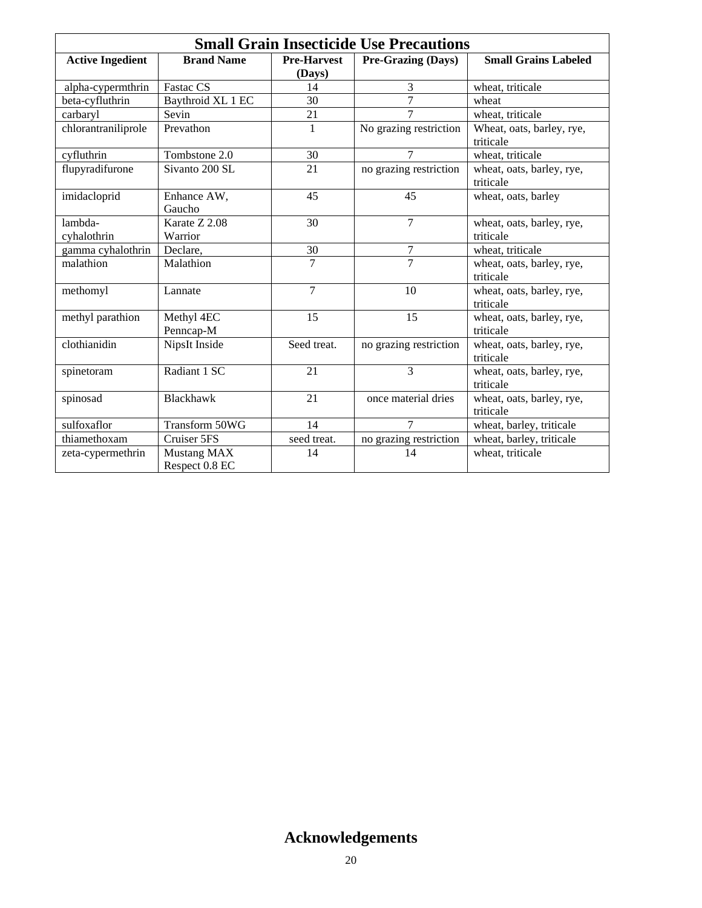## Small Grain Insecticide Use Precautions

| Active Ingedient | Brand Name | Pre-Harvest (Days) | Pre-Grazing (Days) | Small Grains Labeled |
|---|---|---|---|---|
| alpha-cypermthrin | Fastac CS | 14 | 3 | wheat, triticale |
| beta-cyfluthrin | Baythroid XL 1 EC | 30 | 7 | wheat |
| carbaryl | Sevin | 21 | 7 | wheat, triticale |
| chlorantraniliprole | Prevathon | 1 | No grazing restriction | Wheat, oats, barley, rye, triticale |
| cyfluthrin | Tombstone 2.0 | 30 | 7 | wheat, triticale |
| flupyradifurone | Sivanto 200 SL | 21 | no grazing restriction | wheat, oats, barley, rye, triticale |
| imidacloprid | Enhance AW, Gaucho | 45 | 45 | wheat, oats, barley |
| lambda-cyhalothrin | Karate Z 2.08 Warrior | 30 | 7 | wheat, oats, barley, rye, triticale |
| gamma cyhalothrin | Declare, | 30 | 7 | wheat, triticale |
| malathion | Malathion | 7 | 7 | wheat, oats, barley, rye, triticale |
| methomyl | Lannate | 7 | 10 | wheat, oats, barley, rye, triticale |
| methyl parathion | Methyl 4EC Penncap-M | 15 | 15 | wheat, oats, barley, rye, triticale |
| clothianidin | NipsIt Inside | Seed treat. | no grazing restriction | wheat, oats, barley, rye, triticale |
| spinetoram | Radiant 1 SC | 21 | 3 | wheat, oats, barley, rye, triticale |
| spinosad | Blackhawk | 21 | once material dries | wheat, oats, barley, rye, triticale |
| sulfoxaflor | Transform 50WG | 14 | 7 | wheat, barley, triticale |
| thiamethoxam | Cruiser 5FS | seed treat. | no grazing restriction | wheat, barley, triticale |
| zeta-cypermethrin | Mustang MAX Respect 0.8 EC | 14 | 14 | wheat, triticale |

## Acknowledgements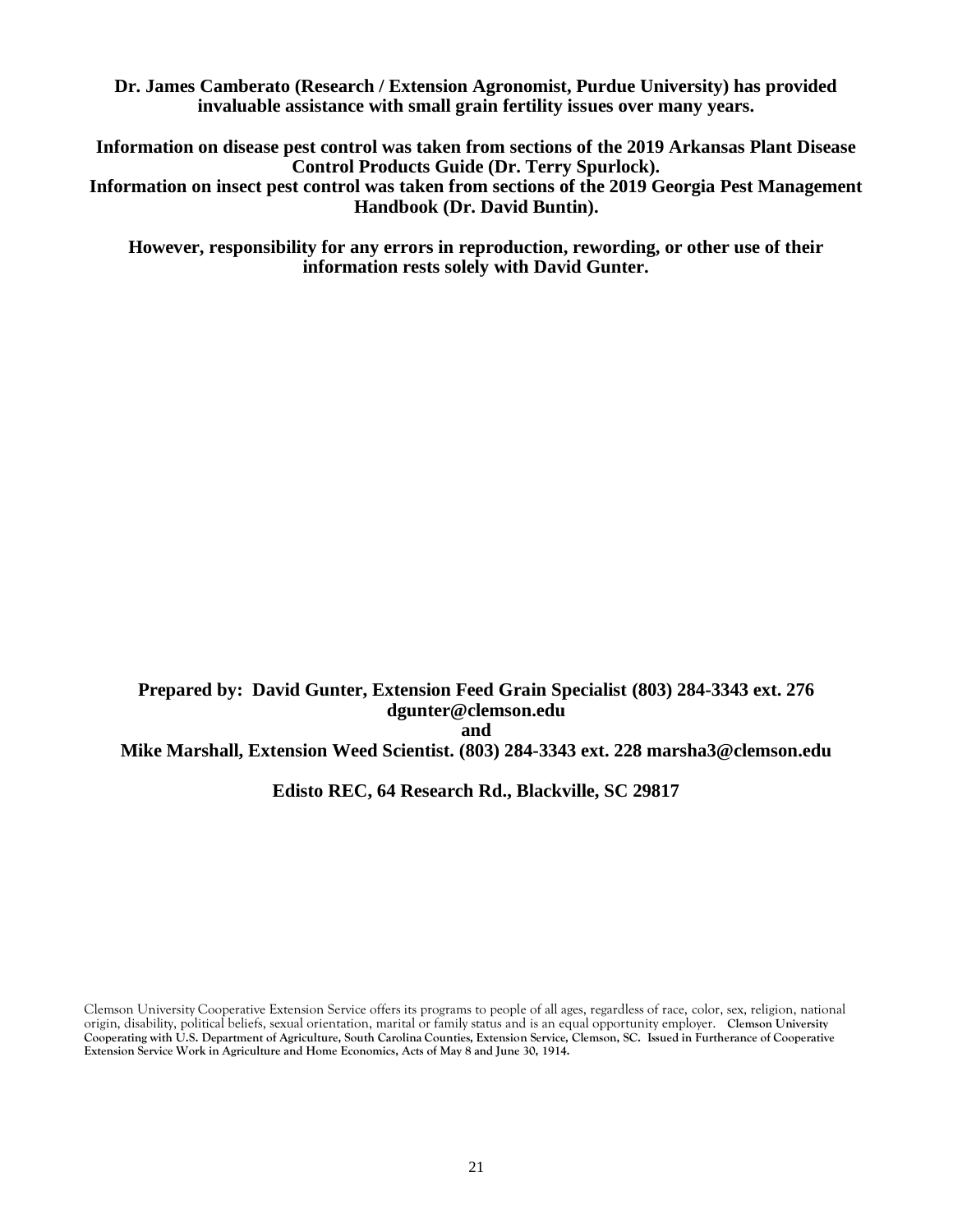**Dr. James Camberato (Research / Extension Agronomist, Purdue University) has provided invaluable assistance with small grain fertility issues over many years.**

**Information on disease pest control was taken from sections of the 2019 Arkansas Plant Disease Control Products Guide (Dr. Terry Spurlock).**
**Information on insect pest control was taken from sections of the 2019 Georgia Pest Management Handbook (Dr. David Buntin).**

**However, responsibility for any errors in reproduction, rewording, or other use of their information rests solely with David Gunter.**

**Prepared by: David Gunter, Extension Feed Grain Specialist (803) 284-3343 ext. 276 dgunter@clemson.edu**
**and**
**Mike Marshall, Extension Weed Scientist. (803) 284-3343 ext. 228 marsha3@clemson.edu**

**Edisto REC, 64 Research Rd., Blackville, SC 29817**

Clemson University Cooperative Extension Service offers its programs to people of all ages, regardless of race, color, sex, religion, national origin, disability, political beliefs, sexual orientation, marital or family status and is an equal opportunity employer. **Clemson University Cooperating with U.S. Department of Agriculture, South Carolina Counties, Extension Service, Clemson, SC. Issued in Furtherance of Cooperative Extension Service Work in Agriculture and Home Economics, Acts of May 8 and June 30, 1914.**